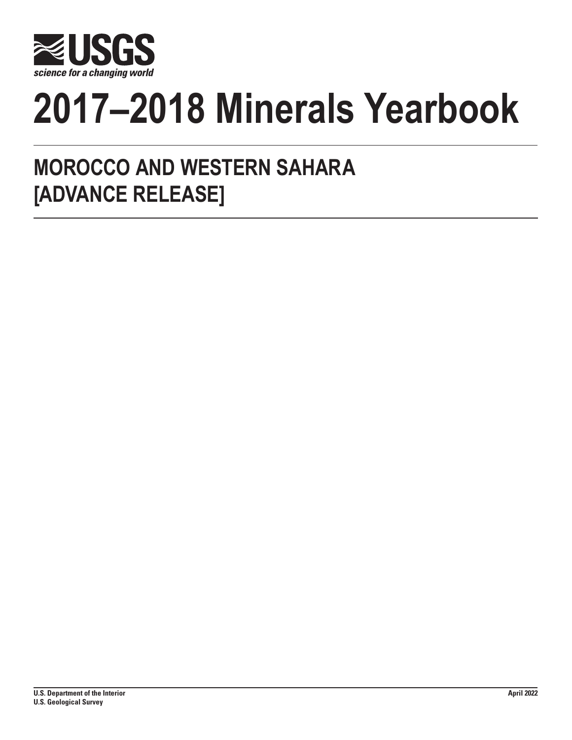USGS

science for a changing world

# 2017–2018 Minerals Yearbook

## MOROCCO AND WESTERN SAHARA [ADVANCE RELEASE]

U.S. Department of the Interior
U.S. Geological Survey

April 2022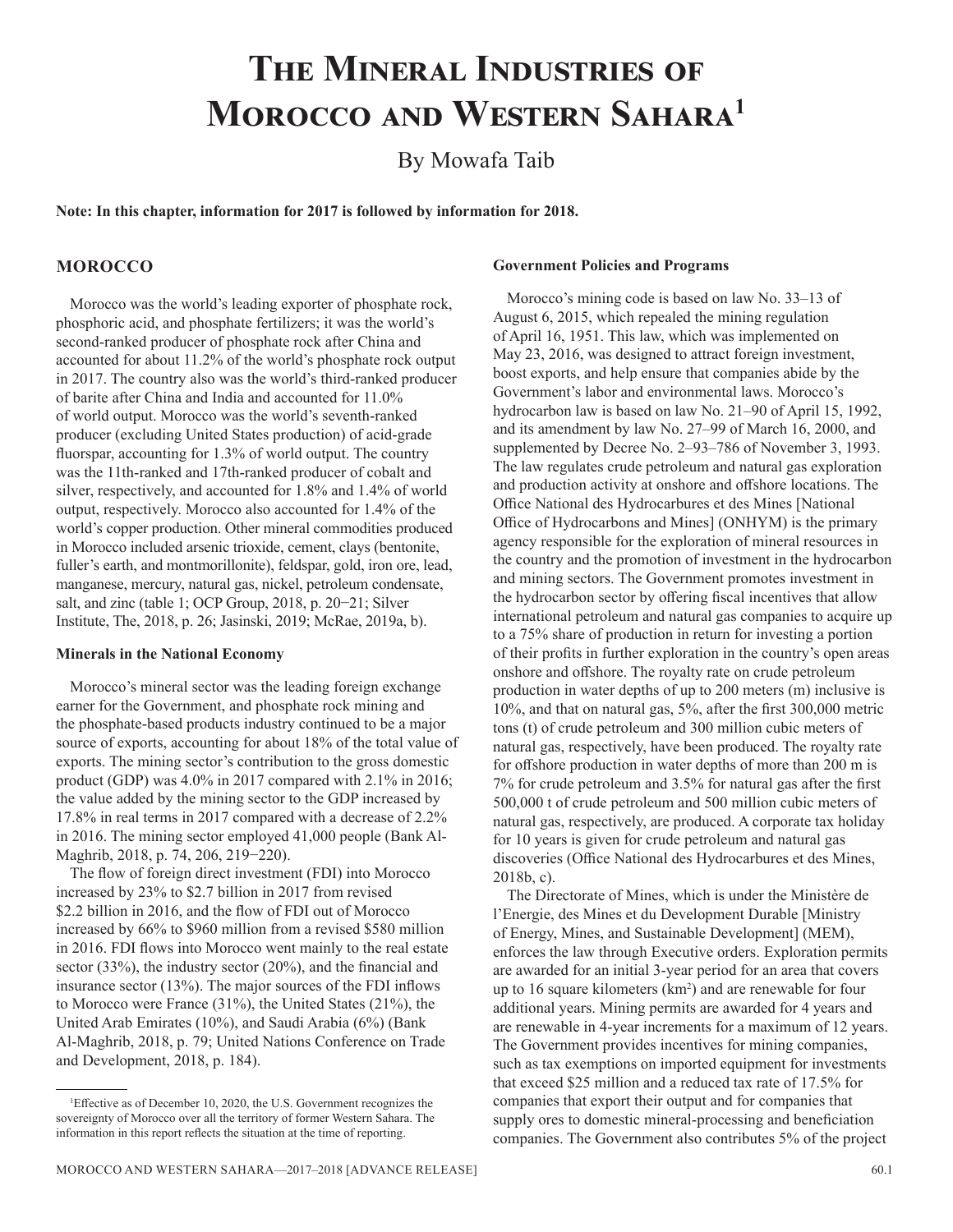# The Mineral Industries of Morocco and Western Sahara[1]

By Mowafa Taib

**Note: In this chapter, information for 2017 is followed by information for 2018.**

## MOROCCO

Morocco was the world's leading exporter of phosphate rock, phosphoric acid, and phosphate fertilizers; it was the world's second-ranked producer of phosphate rock after China and accounted for about 11.2% of the world's phosphate rock output in 2017. The country also was the world's third-ranked producer of barite after China and India and accounted for 11.0% of world output. Morocco was the world's seventh-ranked producer (excluding United States production) of acid-grade fluorspar, accounting for 1.3% of world output. The country was the 11th-ranked and 17th-ranked producer of cobalt and silver, respectively, and accounted for 1.8% and 1.4% of world output, respectively. Morocco also accounted for 1.4% of the world's copper production. Other mineral commodities produced in Morocco included arsenic trioxide, cement, clays (bentonite, fuller's earth, and montmorillonite), feldspar, gold, iron ore, lead, manganese, mercury, natural gas, nickel, petroleum condensate, salt, and zinc (table 1; OCP Group, 2018, p. 20−21; Silver Institute, The, 2018, p. 26; Jasinski, 2019; McRae, 2019a, b).

### Minerals in the National Economy

Morocco's mineral sector was the leading foreign exchange earner for the Government, and phosphate rock mining and the phosphate-based products industry continued to be a major source of exports, accounting for about 18% of the total value of exports. The mining sector's contribution to the gross domestic product (GDP) was 4.0% in 2017 compared with 2.1% in 2016; the value added by the mining sector to the GDP increased by 17.8% in real terms in 2017 compared with a decrease of 2.2% in 2016. The mining sector employed 41,000 people (Bank Al-Maghrib, 2018, p. 74, 206, 219−220).

The flow of foreign direct investment (FDI) into Morocco increased by 23% to $2.7 billion in 2017 from revised $2.2 billion in 2016, and the flow of FDI out of Morocco increased by 66% to $960 million from a revised $580 million in 2016. FDI flows into Morocco went mainly to the real estate sector (33%), the industry sector (20%), and the financial and insurance sector (13%). The major sources of the FDI inflows to Morocco were France (31%), the United States (21%), the United Arab Emirates (10%), and Saudi Arabia (6%) (Bank Al-Maghrib, 2018, p. 79; United Nations Conference on Trade and Development, 2018, p. 184).

### Government Policies and Programs

Morocco's mining code is based on law No. 33–13 of August 6, 2015, which repealed the mining regulation of April 16, 1951. This law, which was implemented on May 23, 2016, was designed to attract foreign investment, boost exports, and help ensure that companies abide by the Government's labor and environmental laws. Morocco's hydrocarbon law is based on law No. 21–90 of April 15, 1992, and its amendment by law No. 27–99 of March 16, 2000, and supplemented by Decree No. 2–93–786 of November 3, 1993. The law regulates crude petroleum and natural gas exploration and production activity at onshore and offshore locations. The Office National des Hydrocarbures et des Mines [National Office of Hydrocarbons and Mines] (ONHYM) is the primary agency responsible for the exploration of mineral resources in the country and the promotion of investment in the hydrocarbon and mining sectors. The Government promotes investment in the hydrocarbon sector by offering fiscal incentives that allow international petroleum and natural gas companies to acquire up to a 75% share of production in return for investing a portion of their profits in further exploration in the country's open areas onshore and offshore. The royalty rate on crude petroleum production in water depths of up to 200 meters (m) inclusive is 10%, and that on natural gas, 5%, after the first 300,000 metric tons (t) of crude petroleum and 300 million cubic meters of natural gas, respectively, have been produced. The royalty rate for offshore production in water depths of more than 200 m is 7% for crude petroleum and 3.5% for natural gas after the first 500,000 t of crude petroleum and 500 million cubic meters of natural gas, respectively, are produced. A corporate tax holiday for 10 years is given for crude petroleum and natural gas discoveries (Office National des Hydrocarbures et des Mines, 2018b, c).

The Directorate of Mines, which is under the Ministère de l'Energie, des Mines et du Development Durable [Ministry of Energy, Mines, and Sustainable Development] (MEM), enforces the law through Executive orders. Exploration permits are awarded for an initial 3-year period for an area that covers up to 16 square kilometers ($km^2$) and are renewable for four additional years. Mining permits are awarded for 4 years and are renewable in 4-year increments for a maximum of 12 years. The Government provides incentives for mining companies, such as tax exemptions on imported equipment for investments that exceed $25 million and a reduced tax rate of 17.5% for companies that export their output and for companies that supply ores to domestic mineral-processing and beneficiation companies. The Government also contributes 5% of the project

[1]Effective as of December 10, 2020, the U.S. Government recognizes the sovereignty of Morocco over all the territory of former Western Sahara. The information in this report reflects the situation at the time of reporting.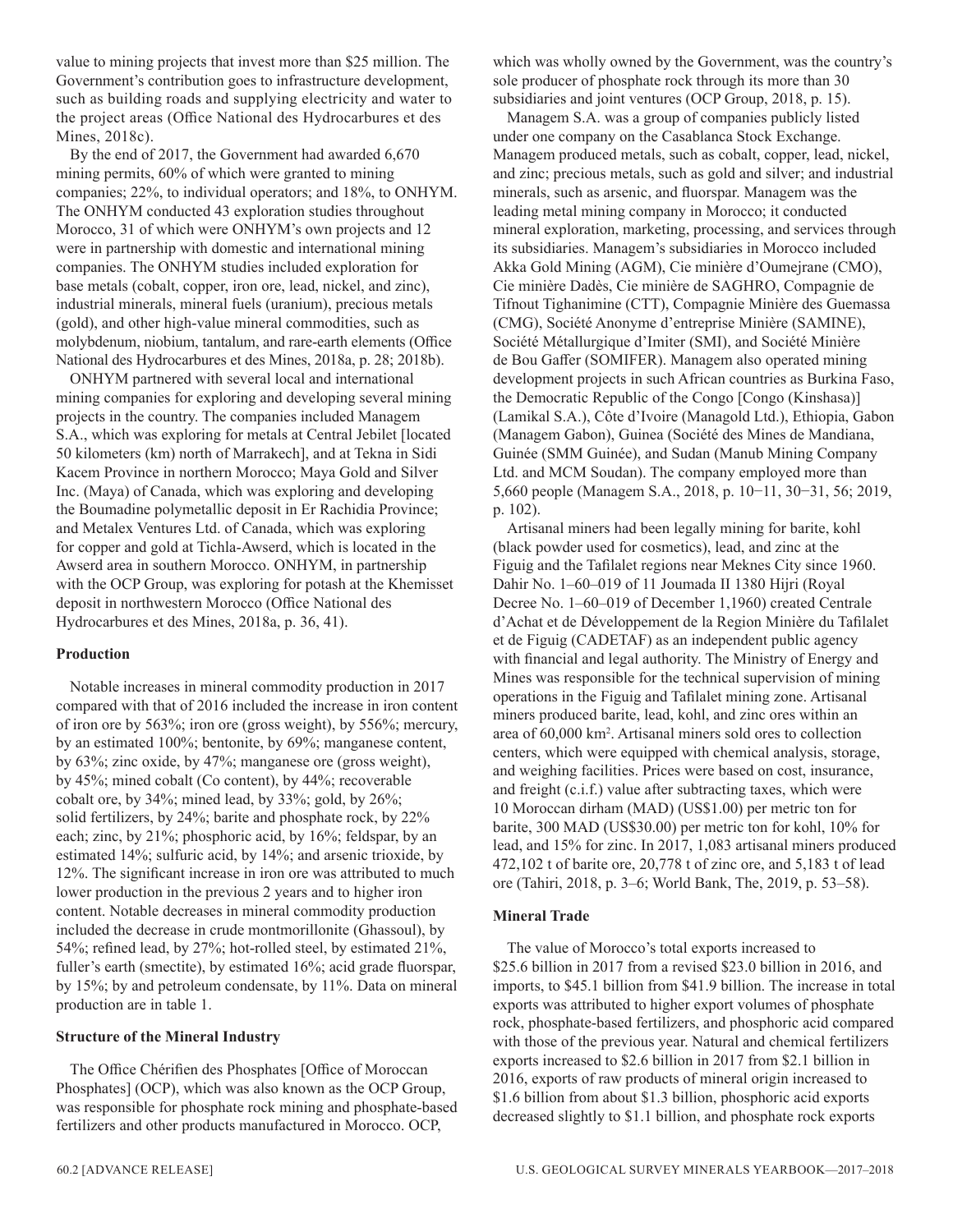value to mining projects that invest more than $25 million. The Government's contribution goes to infrastructure development, such as building roads and supplying electricity and water to the project areas (Office National des Hydrocarbures et des Mines, 2018c).

By the end of 2017, the Government had awarded 6,670 mining permits, 60% of which were granted to mining companies; 22%, to individual operators; and 18%, to ONHYM. The ONHYM conducted 43 exploration studies throughout Morocco, 31 of which were ONHYM's own projects and 12 were in partnership with domestic and international mining companies. The ONHYM studies included exploration for base metals (cobalt, copper, iron ore, lead, nickel, and zinc), industrial minerals, mineral fuels (uranium), precious metals (gold), and other high-value mineral commodities, such as molybdenum, niobium, tantalum, and rare-earth elements (Office National des Hydrocarbures et des Mines, 2018a, p. 28; 2018b).

ONHYM partnered with several local and international mining companies for exploring and developing several mining projects in the country. The companies included Managem S.A., which was exploring for metals at Central Jebilet [located 50 kilometers (km) north of Marrakech], and at Tekna in Sidi Kacem Province in northern Morocco; Maya Gold and Silver Inc. (Maya) of Canada, which was exploring and developing the Boumadine polymetallic deposit in Er Rachidia Province; and Metalex Ventures Ltd. of Canada, which was exploring for copper and gold at Tichla-Awserd, which is located in the Awserd area in southern Morocco. ONHYM, in partnership with the OCP Group, was exploring for potash at the Khemisset deposit in northwestern Morocco (Office National des Hydrocarbures et des Mines, 2018a, p. 36, 41).

**Production**

Notable increases in mineral commodity production in 2017 compared with that of 2016 included the increase in iron content of iron ore by 563%; iron ore (gross weight), by 556%; mercury, by an estimated 100%; bentonite, by 69%; manganese content, by 63%; zinc oxide, by 47%; manganese ore (gross weight), by 45%; mined cobalt (Co content), by 44%; recoverable cobalt ore, by 34%; mined lead, by 33%; gold, by 26%; solid fertilizers, by 24%; barite and phosphate rock, by 22% each; zinc, by 21%; phosphoric acid, by 16%; feldspar, by an estimated 14%; sulfuric acid, by 14%; and arsenic trioxide, by 12%. The significant increase in iron ore was attributed to much lower production in the previous 2 years and to higher iron content. Notable decreases in mineral commodity production included the decrease in crude montmorillonite (Ghassoul), by 54%; refined lead, by 27%; hot-rolled steel, by estimated 21%, fuller's earth (smectite), by estimated 16%; acid grade fluorspar, by 15%; by and petroleum condensate, by 11%. Data on mineral production are in table 1.

**Structure of the Mineral Industry**

The Office Chérifien des Phosphates [Office of Moroccan Phosphates] (OCP), which was also known as the OCP Group, was responsible for phosphate rock mining and phosphate-based fertilizers and other products manufactured in Morocco. OCP, which was wholly owned by the Government, was the country's sole producer of phosphate rock through its more than 30 subsidiaries and joint ventures (OCP Group, 2018, p. 15).

Managem S.A. was a group of companies publicly listed under one company on the Casablanca Stock Exchange. Managem produced metals, such as cobalt, copper, lead, nickel, and zinc; precious metals, such as gold and silver; and industrial minerals, such as arsenic, and fluorspar. Managem was the leading metal mining company in Morocco; it conducted mineral exploration, marketing, processing, and services through its subsidiaries. Managem's subsidiaries in Morocco included Akka Gold Mining (AGM), Cie minière d'Oumejrane (CMO), Cie minière Dadès, Cie minière de SAGHRO, Compagnie de Tifnout Tighanimine (CTT), Compagnie Minière des Guemassa (CMG), Société Anonyme d'entreprise Minière (SAMINE), Société Métallurgique d'Imiter (SMI), and Société Minière de Bou Gaffer (SOMIFER). Managem also operated mining development projects in such African countries as Burkina Faso, the Democratic Republic of the Congo [Congo (Kinshasa)] (Lamikal S.A.), Côte d'Ivoire (Managold Ltd.), Ethiopia, Gabon (Managem Gabon), Guinea (Société des Mines de Mandiana, Guinée (SMM Guinée), and Sudan (Manub Mining Company Ltd. and MCM Soudan). The company employed more than 5,660 people (Managem S.A., 2018, p. 10−11, 30−31, 56; 2019, p. 102).

Artisanal miners had been legally mining for barite, kohl (black powder used for cosmetics), lead, and zinc at the Figuig and the Tafilalet regions near Meknes City since 1960. Dahir No. 1–60–019 of 11 Joumada II 1380 Hijri (Royal Decree No. 1–60–019 of December 1,1960) created Centrale d'Achat et de Développement de la Region Minière du Tafilalet et de Figuig (CADETAF) as an independent public agency with financial and legal authority. The Ministry of Energy and Mines was responsible for the technical supervision of mining operations in the Figuig and Tafilalet mining zone. Artisanal miners produced barite, lead, kohl, and zinc ores within an area of 60,000 km$^2$. Artisanal miners sold ores to collection centers, which were equipped with chemical analysis, storage, and weighing facilities. Prices were based on cost, insurance, and freight (c.i.f.) value after subtracting taxes, which were 10 Moroccan dirham (MAD) (US$1.00) per metric ton for barite, 300 MAD (US$30.00) per metric ton for kohl, 10% for lead, and 15% for zinc. In 2017, 1,083 artisanal miners produced 472,102 t of barite ore, 20,778 t of zinc ore, and 5,183 t of lead ore (Tahiri, 2018, p. 3–6; World Bank, The, 2019, p. 53–58).

**Mineral Trade**

The value of Morocco's total exports increased to $25.6 billion in 2017 from a revised $23.0 billion in 2016, and imports, to $45.1 billion from $41.9 billion. The increase in total exports was attributed to higher export volumes of phosphate rock, phosphate-based fertilizers, and phosphoric acid compared with those of the previous year. Natural and chemical fertilizers exports increased to $2.6 billion in 2017 from $2.1 billion in 2016, exports of raw products of mineral origin increased to $1.6 billion from about $1.3 billion, phosphoric acid exports decreased slightly to $1.1 billion, and phosphate rock exports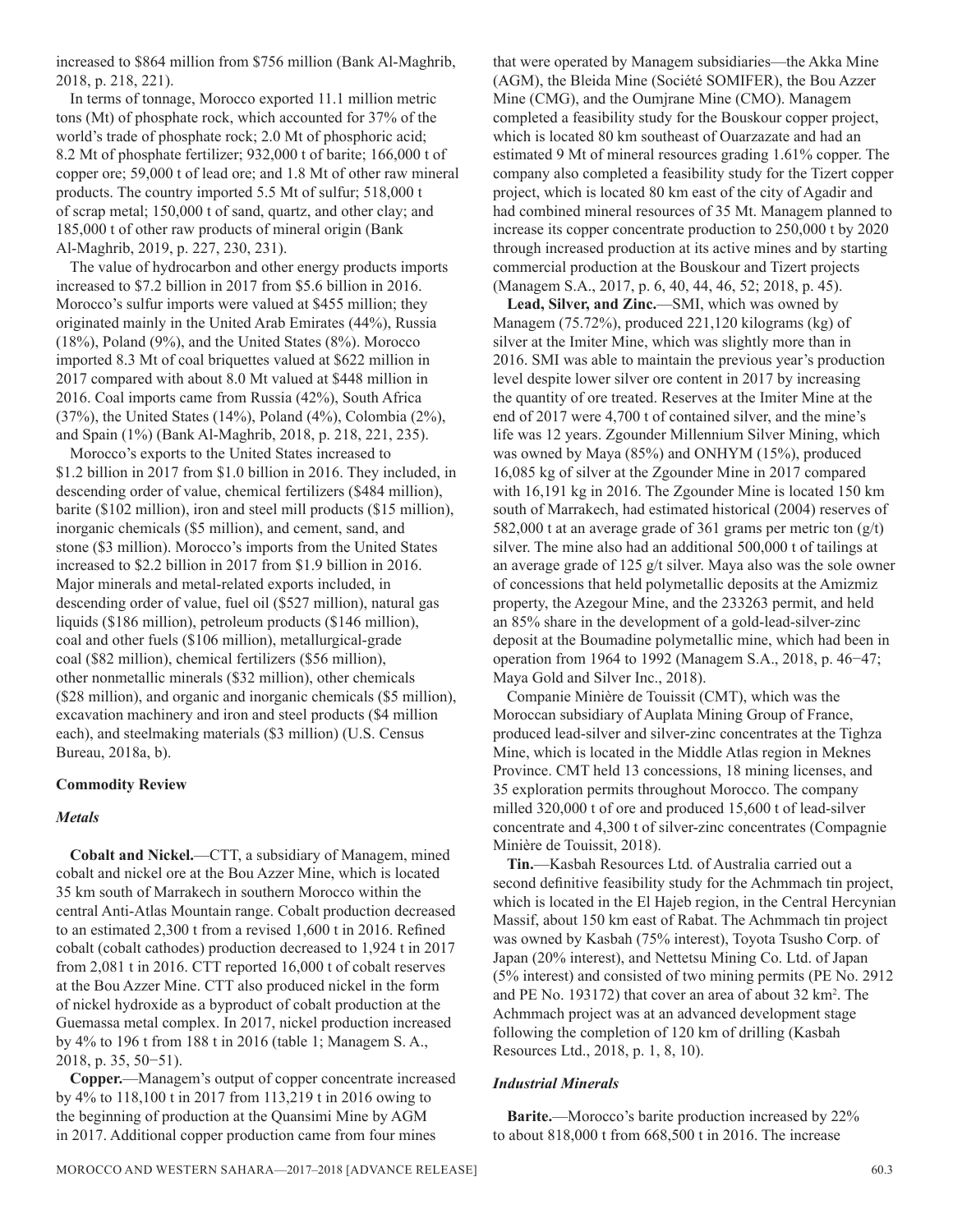increased to $864 million from $756 million (Bank Al-Maghrib, 2018, p. 218, 221).

In terms of tonnage, Morocco exported 11.1 million metric tons (Mt) of phosphate rock, which accounted for 37% of the world's trade of phosphate rock; 2.0 Mt of phosphoric acid; 8.2 Mt of phosphate fertilizer; 932,000 t of barite; 166,000 t of copper ore; 59,000 t of lead ore; and 1.8 Mt of other raw mineral products. The country imported 5.5 Mt of sulfur; 518,000 t of scrap metal; 150,000 t of sand, quartz, and other clay; and 185,000 t of other raw products of mineral origin (Bank Al-Maghrib, 2019, p. 227, 230, 231).

The value of hydrocarbon and other energy products imports increased to $7.2 billion in 2017 from $5.6 billion in 2016. Morocco's sulfur imports were valued at $455 million; they originated mainly in the United Arab Emirates (44%), Russia (18%), Poland (9%), and the United States (8%). Morocco imported 8.3 Mt of coal briquettes valued at $622 million in 2017 compared with about 8.0 Mt valued at $448 million in 2016. Coal imports came from Russia (42%), South Africa (37%), the United States (14%), Poland (4%), Colombia (2%), and Spain (1%) (Bank Al-Maghrib, 2018, p. 218, 221, 235).

Morocco's exports to the United States increased to $1.2 billion in 2017 from $1.0 billion in 2016. They included, in descending order of value, chemical fertilizers ($484 million), barite ($102 million), iron and steel mill products ($15 million), inorganic chemicals ($5 million), and cement, sand, and stone ($3 million). Morocco's imports from the United States increased to $2.2 billion in 2017 from $1.9 billion in 2016. Major minerals and metal-related exports included, in descending order of value, fuel oil ($527 million), natural gas liquids ($186 million), petroleum products ($146 million), coal and other fuels ($106 million), metallurgical-grade coal ($82 million), chemical fertilizers ($56 million), other nonmetallic minerals ($32 million), other chemicals ($28 million), and organic and inorganic chemicals ($5 million), excavation machinery and iron and steel products ($4 million each), and steelmaking materials ($3 million) (U.S. Census Bureau, 2018a, b).

## Commodity Review

### *Metals*

**Cobalt and Nickel.**—CTT, a subsidiary of Managem, mined cobalt and nickel ore at the Bou Azzer Mine, which is located 35 km south of Marrakech in southern Morocco within the central Anti-Atlas Mountain range. Cobalt production decreased to an estimated 2,300 t from a revised 1,600 t in 2016. Refined cobalt (cobalt cathodes) production decreased to 1,924 t in 2017 from 2,081 t in 2016. CTT reported 16,000 t of cobalt reserves at the Bou Azzer Mine. CTT also produced nickel in the form of nickel hydroxide as a byproduct of cobalt production at the Guemassa metal complex. In 2017, nickel production increased by 4% to 196 t from 188 t in 2016 (table 1; Managem S. A., 2018, p. 35, 50−51).

**Copper.**—Managem's output of copper concentrate increased by 4% to 118,100 t in 2017 from 113,219 t in 2016 owing to the beginning of production at the Quansimi Mine by AGM in 2017. Additional copper production came from four mines that were operated by Managem subsidiaries—the Akka Mine (AGM), the Bleida Mine (Société SOMIFER), the Bou Azzer Mine (CMG), and the Oumjrane Mine (CMO). Managem completed a feasibility study for the Bouskour copper project, which is located 80 km southeast of Ouarzazate and had an estimated 9 Mt of mineral resources grading 1.61% copper. The company also completed a feasibility study for the Tizert copper project, which is located 80 km east of the city of Agadir and had combined mineral resources of 35 Mt. Managem planned to increase its copper concentrate production to 250,000 t by 2020 through increased production at its active mines and by starting commercial production at the Bouskour and Tizert projects (Managem S.A., 2017, p. 6, 40, 44, 46, 52; 2018, p. 45).

**Lead, Silver, and Zinc.**—SMI, which was owned by Managem (75.72%), produced 221,120 kilograms (kg) of silver at the Imiter Mine, which was slightly more than in 2016. SMI was able to maintain the previous year's production level despite lower silver ore content in 2017 by increasing the quantity of ore treated. Reserves at the Imiter Mine at the end of 2017 were 4,700 t of contained silver, and the mine's life was 12 years. Zgounder Millennium Silver Mining, which was owned by Maya (85%) and ONHYM (15%), produced 16,085 kg of silver at the Zgounder Mine in 2017 compared with 16,191 kg in 2016. The Zgounder Mine is located 150 km south of Marrakech, had estimated historical (2004) reserves of 582,000 t at an average grade of 361 grams per metric ton (g/t) silver. The mine also had an additional 500,000 t of tailings at an average grade of 125 g/t silver. Maya also was the sole owner of concessions that held polymetallic deposits at the Amizmiz property, the Azegour Mine, and the 233263 permit, and held an 85% share in the development of a gold-lead-silver-zinc deposit at the Boumadine polymetallic mine, which had been in operation from 1964 to 1992 (Managem S.A., 2018, p. 46−47; Maya Gold and Silver Inc., 2018).

Companie Minière de Touissit (CMT), which was the Moroccan subsidiary of Auplata Mining Group of France, produced lead-silver and silver-zinc concentrates at the Tighza Mine, which is located in the Middle Atlas region in Meknes Province. CMT held 13 concessions, 18 mining licenses, and 35 exploration permits throughout Morocco. The company milled 320,000 t of ore and produced 15,600 t of lead-silver concentrate and 4,300 t of silver-zinc concentrates (Compagnie Minière de Touissit, 2018).

**Tin.**—Kasbah Resources Ltd. of Australia carried out a second definitive feasibility study for the Achmmach tin project, which is located in the El Hajeb region, in the Central Hercynian Massif, about 150 km east of Rabat. The Achmmach tin project was owned by Kasbah (75% interest), Toyota Tsusho Corp. of Japan (20% interest), and Nettetsu Mining Co. Ltd. of Japan (5% interest) and consisted of two mining permits (PE No. 2912 and PE No. 193172) that cover an area of about 32 km$^2$. The Achmmach project was at an advanced development stage following the completion of 120 km of drilling (Kasbah Resources Ltd., 2018, p. 1, 8, 10).

### *Industrial Minerals*

**Barite.**—Morocco's barite production increased by 22% to about 818,000 t from 668,500 t in 2016. The increase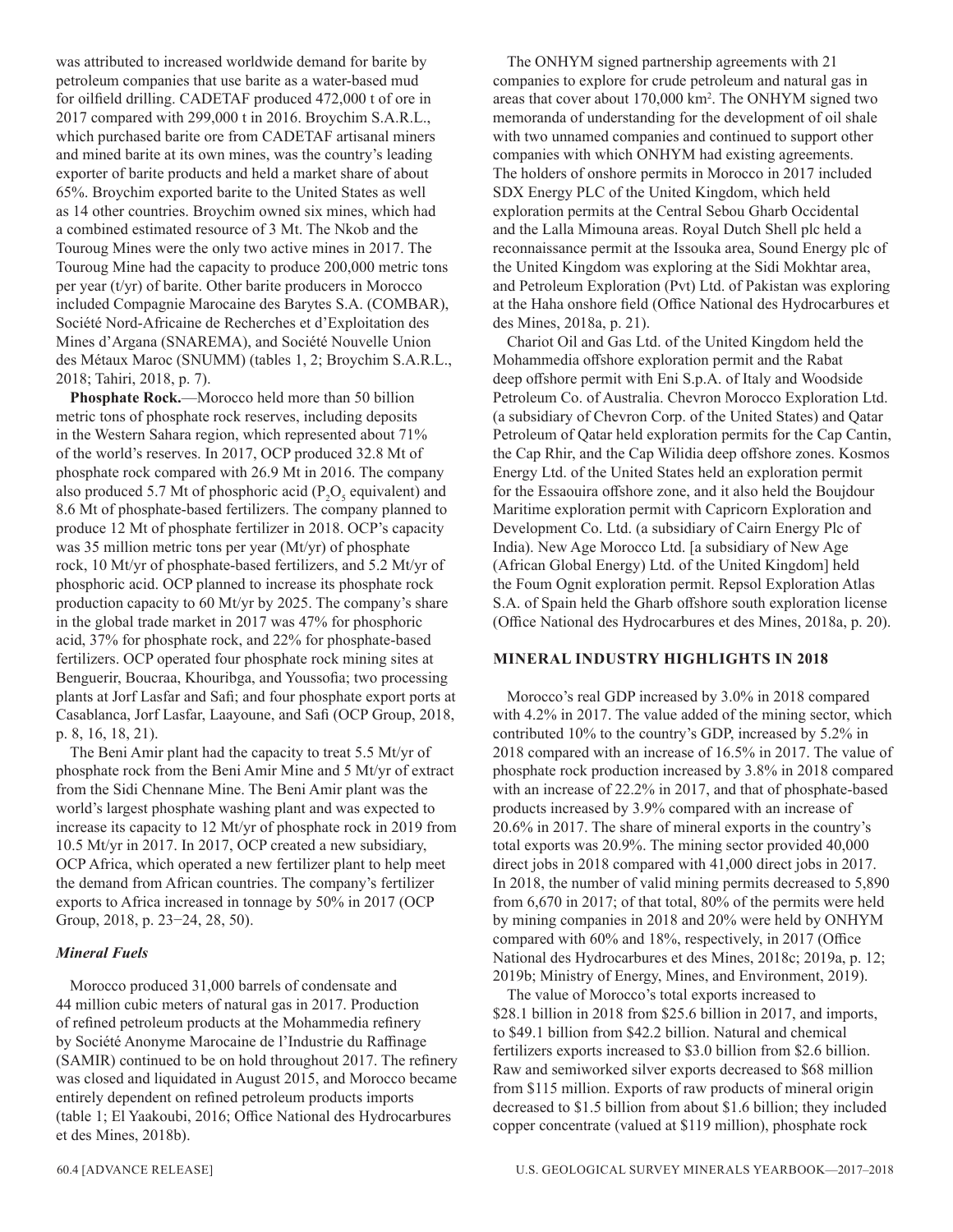was attributed to increased worldwide demand for barite by petroleum companies that use barite as a water-based mud for oilfield drilling. CADETAF produced 472,000 t of ore in 2017 compared with 299,000 t in 2016. Broychim S.A.R.L., which purchased barite ore from CADETAF artisanal miners and mined barite at its own mines, was the country's leading exporter of barite products and held a market share of about 65%. Broychim exported barite to the United States as well as 14 other countries. Broychim owned six mines, which had a combined estimated resource of 3 Mt. The Nkob and the Touroug Mines were the only two active mines in 2017. The Touroug Mine had the capacity to produce 200,000 metric tons per year (t/yr) of barite. Other barite producers in Morocco included Compagnie Marocaine des Barytes S.A. (COMBAR), Société Nord-Africaine de Recherches et d'Exploitation des Mines d'Argana (SNAREMA), and Société Nouvelle Union des Métaux Maroc (SNUMM) (tables 1, 2; Broychim S.A.R.L., 2018; Tahiri, 2018, p. 7).

**Phosphate Rock.**—Morocco held more than 50 billion metric tons of phosphate rock reserves, including deposits in the Western Sahara region, which represented about 71% of the world's reserves. In 2017, OCP produced 32.8 Mt of phosphate rock compared with 26.9 Mt in 2016. The company also produced 5.7 Mt of phosphoric acid ($P_2O_5$ equivalent) and 8.6 Mt of phosphate-based fertilizers. The company planned to produce 12 Mt of phosphate fertilizer in 2018. OCP's capacity was 35 million metric tons per year (Mt/yr) of phosphate rock, 10 Mt/yr of phosphate-based fertilizers, and 5.2 Mt/yr of phosphoric acid. OCP planned to increase its phosphate rock production capacity to 60 Mt/yr by 2025. The company's share in the global trade market in 2017 was 47% for phosphoric acid, 37% for phosphate rock, and 22% for phosphate-based fertilizers. OCP operated four phosphate rock mining sites at Benguerir, Boucraa, Khouribga, and Youssofia; two processing plants at Jorf Lasfar and Safi; and four phosphate export ports at Casablanca, Jorf Lasfar, Laayoune, and Safi (OCP Group, 2018, p. 8, 16, 18, 21).

The Beni Amir plant had the capacity to treat 5.5 Mt/yr of phosphate rock from the Beni Amir Mine and 5 Mt/yr of extract from the Sidi Chennane Mine. The Beni Amir plant was the world's largest phosphate washing plant and was expected to increase its capacity to 12 Mt/yr of phosphate rock in 2019 from 10.5 Mt/yr in 2017. In 2017, OCP created a new subsidiary, OCP Africa, which operated a new fertilizer plant to help meet the demand from African countries. The company's fertilizer exports to Africa increased in tonnage by 50% in 2017 (OCP Group, 2018, p. 23−24, 28, 50).

### *Mineral Fuels*

Morocco produced 31,000 barrels of condensate and 44 million cubic meters of natural gas in 2017. Production of refined petroleum products at the Mohammedia refinery by Société Anonyme Marocaine de l'Industrie du Raffinage (SAMIR) continued to be on hold throughout 2017. The refinery was closed and liquidated in August 2015, and Morocco became entirely dependent on refined petroleum products imports (table 1; El Yaakoubi, 2016; Office National des Hydrocarbures et des Mines, 2018b).

The ONHYM signed partnership agreements with 21 companies to explore for crude petroleum and natural gas in areas that cover about 170,000 km$^2$. The ONHYM signed two memoranda of understanding for the development of oil shale with two unnamed companies and continued to support other companies with which ONHYM had existing agreements. The holders of onshore permits in Morocco in 2017 included SDX Energy PLC of the United Kingdom, which held exploration permits at the Central Sebou Gharb Occidental and the Lalla Mimouna areas. Royal Dutch Shell plc held a reconnaissance permit at the Issouka area, Sound Energy plc of the United Kingdom was exploring at the Sidi Mokhtar area, and Petroleum Exploration (Pvt) Ltd. of Pakistan was exploring at the Haha onshore field (Office National des Hydrocarbures et des Mines, 2018a, p. 21).

Chariot Oil and Gas Ltd. of the United Kingdom held the Mohammedia offshore exploration permit and the Rabat deep offshore permit with Eni S.p.A. of Italy and Woodside Petroleum Co. of Australia. Chevron Morocco Exploration Ltd. (a subsidiary of Chevron Corp. of the United States) and Qatar Petroleum of Qatar held exploration permits for the Cap Cantin, the Cap Rhir, and the Cap Wilidia deep offshore zones. Kosmos Energy Ltd. of the United States held an exploration permit for the Essaouira offshore zone, and it also held the Boujdour Maritime exploration permit with Capricorn Exploration and Development Co. Ltd. (a subsidiary of Cairn Energy Plc of India). New Age Morocco Ltd. [a subsidiary of New Age (African Global Energy) Ltd. of the United Kingdom] held the Foum Ognit exploration permit. Repsol Exploration Atlas S.A. of Spain held the Gharb offshore south exploration license (Office National des Hydrocarbures et des Mines, 2018a, p. 20).

## MINERAL INDUSTRY HIGHLIGHTS IN 2018

Morocco's real GDP increased by 3.0% in 2018 compared with 4.2% in 2017. The value added of the mining sector, which contributed 10% to the country's GDP, increased by 5.2% in 2018 compared with an increase of 16.5% in 2017. The value of phosphate rock production increased by 3.8% in 2018 compared with an increase of 22.2% in 2017, and that of phosphate-based products increased by 3.9% compared with an increase of 20.6% in 2017. The share of mineral exports in the country's total exports was 20.9%. The mining sector provided 40,000 direct jobs in 2018 compared with 41,000 direct jobs in 2017. In 2018, the number of valid mining permits decreased to 5,890 from 6,670 in 2017; of that total, 80% of the permits were held by mining companies in 2018 and 20% were held by ONHYM compared with 60% and 18%, respectively, in 2017 (Office National des Hydrocarbures et des Mines, 2018c; 2019a, p. 12; 2019b; Ministry of Energy, Mines, and Environment, 2019).

The value of Morocco's total exports increased to \$28.1 billion in 2018 from \$25.6 billion in 2017, and imports, to \$49.1 billion from \$42.2 billion. Natural and chemical fertilizers exports increased to \$3.0 billion from \$2.6 billion. Raw and semiworked silver exports decreased to \$68 million from \$115 million. Exports of raw products of mineral origin decreased to \$1.5 billion from about \$1.6 billion; they included copper concentrate (valued at \$119 million), phosphate rock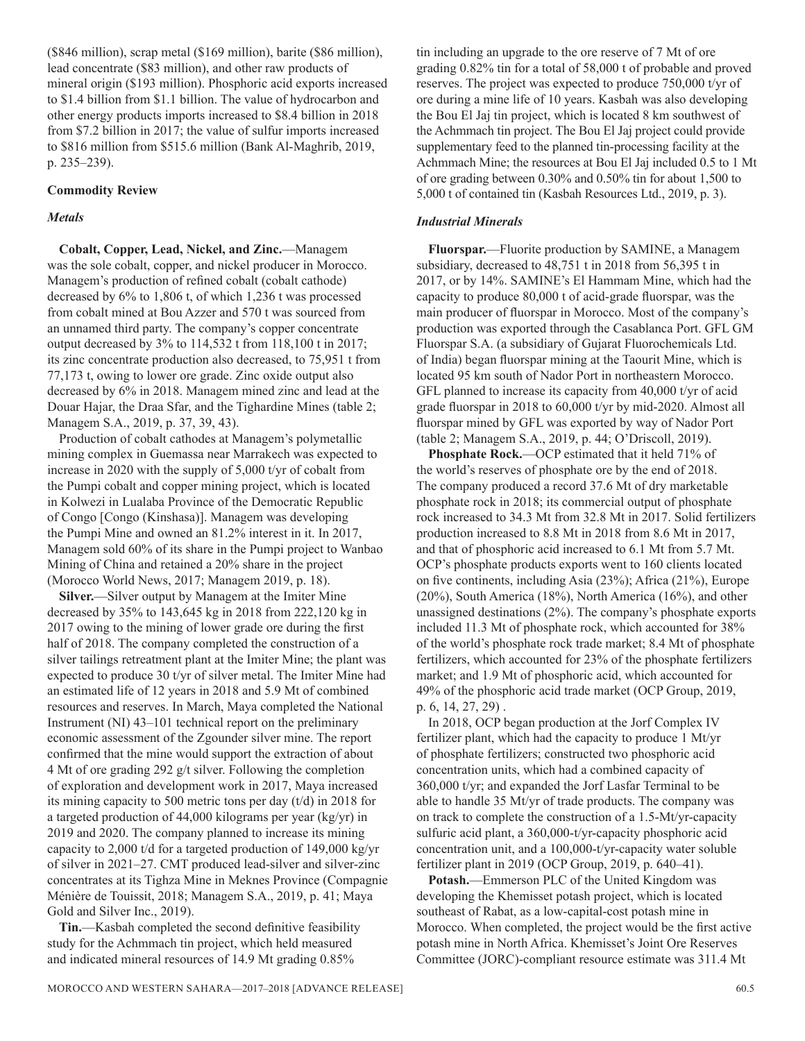($846 million), scrap metal ($169 million), barite ($86 million), lead concentrate ($83 million), and other raw products of mineral origin ($193 million). Phosphoric acid exports increased to $1.4 billion from $1.1 billion. The value of hydrocarbon and other energy products imports increased to $8.4 billion in 2018 from $7.2 billion in 2017; the value of sulfur imports increased to $816 million from $515.6 million (Bank Al-Maghrib, 2019, p. 235–239).

## Commodity Review

### *Metals*

**Cobalt, Copper, Lead, Nickel, and Zinc.**—Managem was the sole cobalt, copper, and nickel producer in Morocco. Managem's production of refined cobalt (cobalt cathode) decreased by 6% to 1,806 t, of which 1,236 t was processed from cobalt mined at Bou Azzer and 570 t was sourced from an unnamed third party. The company's copper concentrate output decreased by 3% to 114,532 t from 118,100 t in 2017; its zinc concentrate production also decreased, to 75,951 t from 77,173 t, owing to lower ore grade. Zinc oxide output also decreased by 6% in 2018. Managem mined zinc and lead at the Douar Hajar, the Draa Sfar, and the Tighardine Mines (table 2; Managem S.A., 2019, p. 37, 39, 43).

Production of cobalt cathodes at Managem's polymetallic mining complex in Guemassa near Marrakech was expected to increase in 2020 with the supply of 5,000 t/yr of cobalt from the Pumpi cobalt and copper mining project, which is located in Kolwezi in Lualaba Province of the Democratic Republic of Congo [Congo (Kinshasa)]. Managem was developing the Pumpi Mine and owned an 81.2% interest in it. In 2017, Managem sold 60% of its share in the Pumpi project to Wanbao Mining of China and retained a 20% share in the project (Morocco World News, 2017; Managem 2019, p. 18).

**Silver.**—Silver output by Managem at the Imiter Mine decreased by 35% to 143,645 kg in 2018 from 222,120 kg in 2017 owing to the mining of lower grade ore during the first half of 2018. The company completed the construction of a silver tailings retreatment plant at the Imiter Mine; the plant was expected to produce 30 t/yr of silver metal. The Imiter Mine had an estimated life of 12 years in 2018 and 5.9 Mt of combined resources and reserves. In March, Maya completed the National Instrument (NI) 43–101 technical report on the preliminary economic assessment of the Zgounder silver mine. The report confirmed that the mine would support the extraction of about 4 Mt of ore grading 292 g/t silver. Following the completion of exploration and development work in 2017, Maya increased its mining capacity to 500 metric tons per day (t/d) in 2018 for a targeted production of 44,000 kilograms per year (kg/yr) in 2019 and 2020. The company planned to increase its mining capacity to 2,000 t/d for a targeted production of 149,000 kg/yr of silver in 2021–27. CMT produced lead-silver and silver-zinc concentrates at its Tighza Mine in Meknes Province (Compagnie Ménière de Touissit, 2018; Managem S.A., 2019, p. 41; Maya Gold and Silver Inc., 2019).

**Tin.**—Kasbah completed the second definitive feasibility study for the Achmmach tin project, which held measured and indicated mineral resources of 14.9 Mt grading 0.85% tin including an upgrade to the ore reserve of 7 Mt of ore grading 0.82% tin for a total of 58,000 t of probable and proved reserves. The project was expected to produce 750,000 t/yr of ore during a mine life of 10 years. Kasbah was also developing the Bou El Jaj tin project, which is located 8 km southwest of the Achmmach tin project. The Bou El Jaj project could provide supplementary feed to the planned tin-processing facility at the Achmmach Mine; the resources at Bou El Jaj included 0.5 to 1 Mt of ore grading between 0.30% and 0.50% tin for about 1,500 to 5,000 t of contained tin (Kasbah Resources Ltd., 2019, p. 3).

### *Industrial Minerals*

**Fluorspar.**—Fluorite production by SAMINE, a Managem subsidiary, decreased to 48,751 t in 2018 from 56,395 t in 2017, or by 14%. SAMINE's El Hammam Mine, which had the capacity to produce 80,000 t of acid-grade fluorspar, was the main producer of fluorspar in Morocco. Most of the company's production was exported through the Casablanca Port. GFL GM Fluorspar S.A. (a subsidiary of Gujarat Fluorochemicals Ltd. of India) began fluorspar mining at the Taourit Mine, which is located 95 km south of Nador Port in northeastern Morocco. GFL planned to increase its capacity from 40,000 t/yr of acid grade fluorspar in 2018 to 60,000 t/yr by mid-2020. Almost all fluorspar mined by GFL was exported by way of Nador Port (table 2; Managem S.A., 2019, p. 44; O'Driscoll, 2019).

**Phosphate Rock.**—OCP estimated that it held 71% of the world's reserves of phosphate ore by the end of 2018. The company produced a record 37.6 Mt of dry marketable phosphate rock in 2018; its commercial output of phosphate rock increased to 34.3 Mt from 32.8 Mt in 2017. Solid fertilizers production increased to 8.8 Mt in 2018 from 8.6 Mt in 2017, and that of phosphoric acid increased to 6.1 Mt from 5.7 Mt. OCP's phosphate products exports went to 160 clients located on five continents, including Asia (23%); Africa (21%), Europe (20%), South America (18%), North America (16%), and other unassigned destinations (2%). The company's phosphate exports included 11.3 Mt of phosphate rock, which accounted for 38% of the world's phosphate rock trade market; 8.4 Mt of phosphate fertilizers, which accounted for 23% of the phosphate fertilizers market; and 1.9 Mt of phosphoric acid, which accounted for 49% of the phosphoric acid trade market (OCP Group, 2019, p. 6, 14, 27, 29) .

In 2018, OCP began production at the Jorf Complex IV fertilizer plant, which had the capacity to produce 1 Mt/yr of phosphate fertilizers; constructed two phosphoric acid concentration units, which had a combined capacity of 360,000 t/yr; and expanded the Jorf Lasfar Terminal to be able to handle 35 Mt/yr of trade products. The company was on track to complete the construction of a 1.5-Mt/yr-capacity sulfuric acid plant, a 360,000-t/yr-capacity phosphoric acid concentration unit, and a 100,000-t/yr-capacity water soluble fertilizer plant in 2019 (OCP Group, 2019, p. 640–41).

**Potash.**—Emmerson PLC of the United Kingdom was developing the Khemisset potash project, which is located southeast of Rabat, as a low-capital-cost potash mine in Morocco. When completed, the project would be the first active potash mine in North Africa. Khemisset's Joint Ore Reserves Committee (JORC)-compliant resource estimate was 311.4 Mt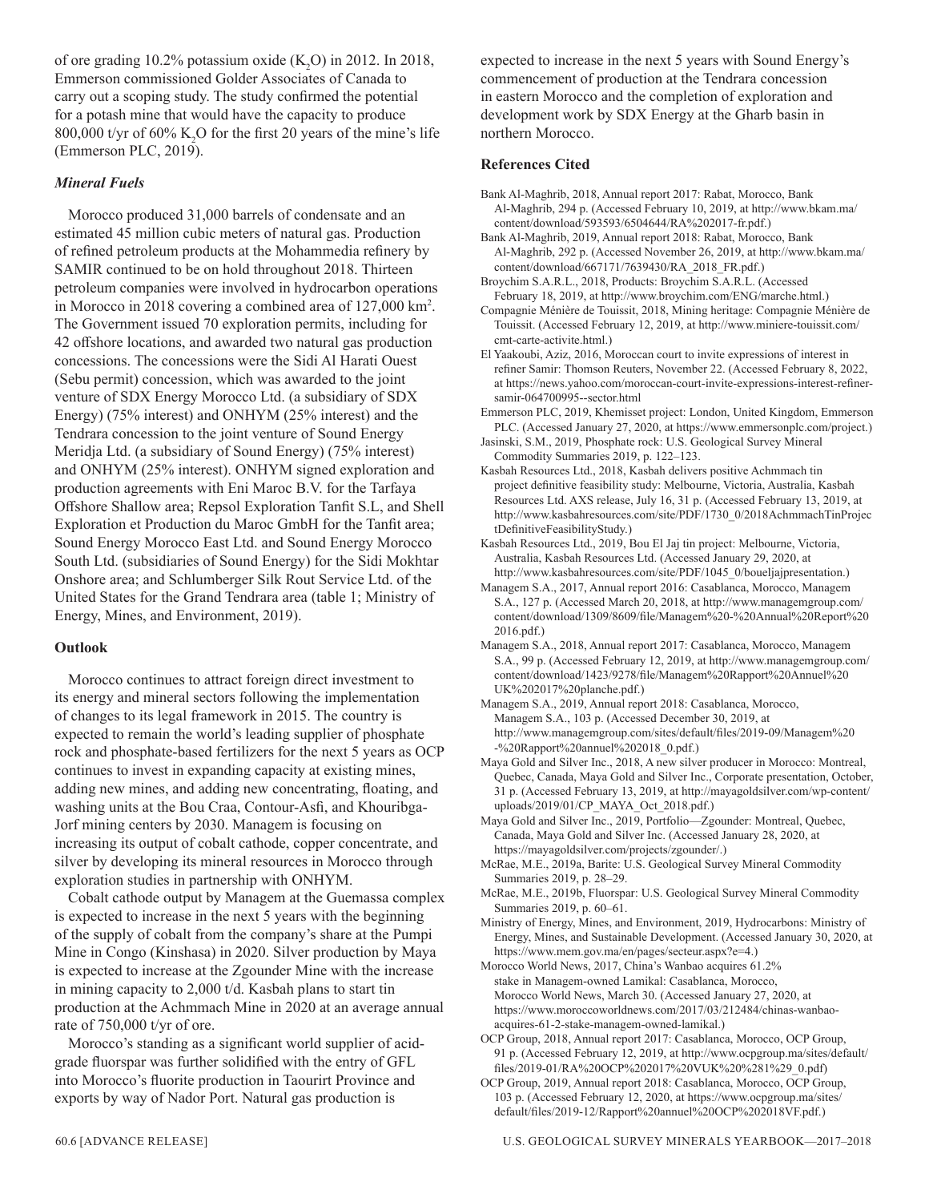of ore grading 10.2% potassium oxide ($K_2O$) in 2012. In 2018, Emmerson commissioned Golder Associates of Canada to carry out a scoping study. The study confirmed the potential for a potash mine that would have the capacity to produce 800,000 t/yr of 60% $K_2O$ for the first 20 years of the mine's life (Emmerson PLC, 2019).

### *Mineral Fuels*

Morocco produced 31,000 barrels of condensate and an estimated 45 million cubic meters of natural gas. Production of refined petroleum products at the Mohammedia refinery by SAMIR continued to be on hold throughout 2018. Thirteen petroleum companies were involved in hydrocarbon operations in Morocco in 2018 covering a combined area of 127,000 $km^2$. The Government issued 70 exploration permits, including for 42 offshore locations, and awarded two natural gas production concessions. The concessions were the Sidi Al Harati Ouest (Sebu permit) concession, which was awarded to the joint venture of SDX Energy Morocco Ltd. (a subsidiary of SDX Energy) (75% interest) and ONHYM (25% interest) and the Tendrara concession to the joint venture of Sound Energy Meridja Ltd. (a subsidiary of Sound Energy) (75% interest) and ONHYM (25% interest). ONHYM signed exploration and production agreements with Eni Maroc B.V. for the Tarfaya Offshore Shallow area; Repsol Exploration Tanfit S.L, and Shell Exploration et Production du Maroc GmbH for the Tanfit area; Sound Energy Morocco East Ltd. and Sound Energy Morocco South Ltd. (subsidiaries of Sound Energy) for the Sidi Mokhtar Onshore area; and Schlumberger Silk Rout Service Ltd. of the United States for the Grand Tendrara area (table 1; Ministry of Energy, Mines, and Environment, 2019).

## Outlook

Morocco continues to attract foreign direct investment to its energy and mineral sectors following the implementation of changes to its legal framework in 2015. The country is expected to remain the world's leading supplier of phosphate rock and phosphate-based fertilizers for the next 5 years as OCP continues to invest in expanding capacity at existing mines, adding new mines, and adding new concentrating, floating, and washing units at the Bou Craa, Contour-Asfi, and Khouribga-Jorf mining centers by 2030. Managem is focusing on increasing its output of cobalt cathode, copper concentrate, and silver by developing its mineral resources in Morocco through exploration studies in partnership with ONHYM.

Cobalt cathode output by Managem at the Guemassa complex is expected to increase in the next 5 years with the beginning of the supply of cobalt from the company's share at the Pumpi Mine in Congo (Kinshasa) in 2020. Silver production by Maya is expected to increase at the Zgounder Mine with the increase in mining capacity to 2,000 t/d. Kasbah plans to start tin production at the Achmmach Mine in 2020 at an average annual rate of 750,000 t/yr of ore.

Morocco's standing as a significant world supplier of acid-grade fluorspar was further solidified with the entry of GFL into Morocco's fluorite production in Taourirt Province and exports by way of Nador Port. Natural gas production is expected to increase in the next 5 years with Sound Energy's commencement of production at the Tendrara concession in eastern Morocco and the completion of exploration and development work by SDX Energy at the Gharb basin in northern Morocco.

## References Cited

Bank Al-Maghrib, 2018, Annual report 2017: Rabat, Morocco, Bank Al-Maghrib, 294 p. (Accessed February 10, 2019, at http://www.bkam.ma/content/download/593593/6504644/RA%202017-fr.pdf.)

Bank Al-Maghrib, 2019, Annual report 2018: Rabat, Morocco, Bank Al-Maghrib, 292 p. (Accessed November 26, 2019, at http://www.bkam.ma/content/download/667171/7639430/RA_2018_FR.pdf.)

Broychim S.A.R.L., 2018, Products: Broychim S.A.R.L. (Accessed February 18, 2019, at http://www.broychim.com/ENG/marche.html.)

Compagnie Ménière de Touissit, 2018, Mining heritage: Compagnie Ménière de Touissit. (Accessed February 12, 2019, at http://www.miniere-touissit.com/cmt-carte-activite.html.)

El Yaakoubi, Aziz, 2016, Moroccan court to invite expressions of interest in refiner Samir: Thomson Reuters, November 22. (Accessed February 8, 2022, at https://news.yahoo.com/moroccan-court-invite-expressions-interest-refiner-samir-064700995--sector.html

Emmerson PLC, 2019, Khemisset project: London, United Kingdom, Emmerson PLC. (Accessed January 27, 2020, at https://www.emmersonplc.com/project.)

Jasinski, S.M., 2019, Phosphate rock: U.S. Geological Survey Mineral Commodity Summaries 2019, p. 122–123.

Kasbah Resources Ltd., 2018, Kasbah delivers positive Achmmach tin project definitive feasibility study: Melbourne, Victoria, Australia, Kasbah Resources Ltd. AXS release, July 16, 31 p. (Accessed February 13, 2019, at http://www.kasbahresources.com/site/PDF/1730_0/2018AchmmachTinProjectDefinitiveFeasibilityStudy.)

Kasbah Resources Ltd., 2019, Bou El Jaj tin project: Melbourne, Victoria, Australia, Kasbah Resources Ltd. (Accessed January 29, 2020, at http://www.kasbahresources.com/site/PDF/1045_0/bouljajpresentation.)

Managem S.A., 2017, Annual report 2016: Casablanca, Morocco, Managem S.A., 127 p. (Accessed March 20, 2018, at http://www.managemgroup.com/content/download/1309/8609/file/Managem%20-%20Annual%20Report%202016.pdf.)

Managem S.A., 2018, Annual report 2017: Casablanca, Morocco, Managem S.A., 99 p. (Accessed February 12, 2019, at http://www.managemgroup.com/content/download/1423/9278/file/Managem%20Rapport%20Annuel%20UK%202017%20planche.pdf.)

Managem S.A., 2019, Annual report 2018: Casablanca, Morocco, Managem S.A., 103 p. (Accessed December 30, 2019, at http://www.managemgroup.com/sites/default/files/2019-09/Managem%20-%20Rapport%20annuel%202018_0.pdf.)

Maya Gold and Silver Inc., 2018, A new silver producer in Morocco: Montreal, Quebec, Canada, Maya Gold and Silver Inc., Corporate presentation, October, 31 p. (Accessed February 13, 2019, at http://mayagoldsilver.com/wp-content/uploads/2019/01/CP_MAYA_Oct_2018.pdf.)

Maya Gold and Silver Inc., 2019, Portfolio—Zgounder: Montreal, Quebec, Canada, Maya Gold and Silver Inc. (Accessed January 28, 2020, at https://mayagoldsilver.com/projects/zgounder/.)

McRae, M.E., 2019a, Barite: U.S. Geological Survey Mineral Commodity Summaries 2019, p. 28–29.

McRae, M.E., 2019b, Fluorspar: U.S. Geological Survey Mineral Commodity Summaries 2019, p. 60–61.

Ministry of Energy, Mines, and Environment, 2019, Hydrocarbons: Ministry of Energy, Mines, and Sustainable Development. (Accessed January 30, 2020, at https://www.mem.gov.ma/en/pages/secteur.aspx?e=4.)

Morocco World News, 2017, China's Wanbao acquires 61.2% stake in Managem-owned Lamikal: Casablanca, Morocco, Morocco World News, March 30. (Accessed January 27, 2020, at https://www.moroccoworldnews.com/2017/03/212484/chinas-wanbao-acquires-61-2-stake-managem-owned-lamikal.)

OCP Group, 2018, Annual report 2017: Casablanca, Morocco, OCP Group, 91 p. (Accessed February 12, 2019, at http://www.ocpgroup.ma/sites/default/files/2019-01/RA%20OCP%202017%20VUK%20%281%29_0.pdf)

OCP Group, 2019, Annual report 2018: Casablanca, Morocco, OCP Group, 103 p. (Accessed February 12, 2020, at https://www.ocpgroup.ma/sites/default/files/2019-12/Rapport%20annuel%20OCP%202018VF.pdf.)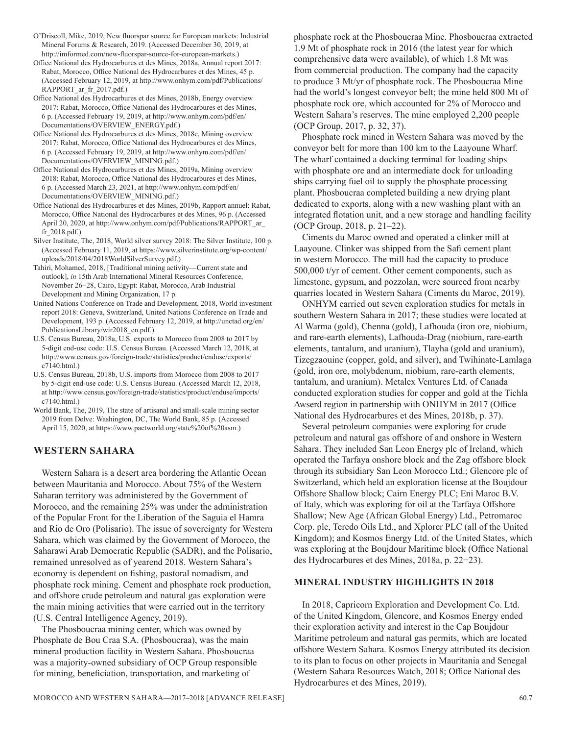O'Driscoll, Mike, 2019, New fluorspar source for European markets: Industrial Mineral Forums & Research, 2019. (Accessed December 30, 2019, at http://imformed.com/new-fluorspar-source-for-european-markets.)

Office National des Hydrocarbures et des Mines, 2018a, Annual report 2017: Rabat, Morocco, Office National des Hydrocarbures et des Mines, 45 p. (Accessed February 12, 2019, at http://www.onhym.com/pdf/Publications/RAPPORT_ar_fr_2017.pdf.)

Office National des Hydrocarbures et des Mines, 2018b, Energy overview 2017: Rabat, Morocco, Office National des Hydrocarbures et des Mines, 6 p. (Accessed February 19, 2019, at http://www.onhym.com/pdf/en/Documentations/OVERVIEW_ENERGY.pdf.)

Office National des Hydrocarbures et des Mines, 2018c, Mining overview 2017: Rabat, Morocco, Office National des Hydrocarbures et des Mines, 6 p. (Accessed February 19, 2019, at http://www.onhym.com/pdf/en/Documentations/OVERVIEW_MINING.pdf.)

Office National des Hydrocarbures et des Mines, 2019a, Mining overview 2018: Rabat, Morocco, Office National des Hydrocarbures et des Mines, 6 p. (Accessed March 23, 2021, at http://www.onhym.com/pdf/en/Documentations/OVERVIEW_MINING.pdf.)

Office National des Hydrocarbures et des Mines, 2019b, Rapport annuel: Rabat, Morocco, Office National des Hydrocarbures et des Mines, 96 p. (Accessed April 20, 2020, at http://www.onhym.com/pdf/Publications/RAPPORT_ar_fr_2018.pdf.)

Silver Institute, The, 2018, World silver survey 2018: The Silver Institute, 100 p. (Accessed February 11, 2019, at https://www.silverinstitute.org/wp-content/uploads/2018/04/2018WorldSilverSurvey.pdf.)

Tahiri, Mohamed, 2018, [Traditional mining activity—Current state and outlook], *in* 15th Arab International Mineral Resources Conference, November 26−28, Cairo, Egypt: Rabat, Morocco, Arab Industrial Development and Mining Organization, 17 p.

United Nations Conference on Trade and Development, 2018, World investment report 2018: Geneva, Switzerland, United Nations Conference on Trade and Development, 193 p. (Accessed February 12, 2019, at http://unctad.org/en/PublicationsLibrary/wir2018_en.pdf.)

U.S. Census Bureau, 2018a, U.S. exports to Morocco from 2008 to 2017 by 5-digit end-use code: U.S. Census Bureau. (Accessed March 12, 2018, at http://www.census.gov/foreign-trade/statistics/product/enduse/exports/c7140.html.)

U.S. Census Bureau, 2018b, U.S. imports from Morocco from 2008 to 2017 by 5-digit end-use code: U.S. Census Bureau. (Accessed March 12, 2018, at http://www.census.gov/foreign-trade/statistics/product/enduse/imports/c7140.html.)

World Bank, The, 2019, The state of artisanal and small-scale mining sector 2019 from Delve: Washington, DC, The World Bank, 85 p. (Accessed April 15, 2020, at https://www.pactworld.org/state%20of%20asm.)

## WESTERN SAHARA

Western Sahara is a desert area bordering the Atlantic Ocean between Mauritania and Morocco. About 75% of the Western Saharan territory was administered by the Government of Morocco, and the remaining 25% was under the administration of the Popular Front for the Liberation of the Saguia el Hamra and Rio de Oro (Polisario). The issue of sovereignty for Western Sahara, which was claimed by the Government of Morocco, the Saharawi Arab Democratic Republic (SADR), and the Polisario, remained unresolved as of yearend 2018. Western Sahara's economy is dependent on fishing, pastoral nomadism, and phosphate rock mining. Cement and phosphate rock production, and offshore crude petroleum and natural gas exploration were the main mining activities that were carried out in the territory (U.S. Central Intelligence Agency, 2019).

The Phosboucraa mining center, which was owned by Phosphate de Bou Craa S.A. (Phosboucraa), was the main mineral production facility in Western Sahara. Phosboucraa was a majority-owned subsidiary of OCP Group responsible for mining, beneficiation, transportation, and marketing of phosphate rock at the Phosboucraa Mine. Phosboucraa extracted 1.9 Mt of phosphate rock in 2016 (the latest year for which comprehensive data were available), of which 1.8 Mt was from commercial production. The company had the capacity to produce 3 Mt/yr of phosphate rock. The Phosboucraa Mine had the world's longest conveyor belt; the mine held 800 Mt of phosphate rock ore, which accounted for 2% of Morocco and Western Sahara's reserves. The mine employed 2,200 people (OCP Group, 2017, p. 32, 37).

Phosphate rock mined in Western Sahara was moved by the conveyor belt for more than 100 km to the Laayoune Wharf. The wharf contained a docking terminal for loading ships with phosphate ore and an intermediate dock for unloading ships carrying fuel oil to supply the phosphate processing plant. Phosboucraa completed building a new drying plant dedicated to exports, along with a new washing plant with an integrated flotation unit, and a new storage and handling facility (OCP Group, 2018, p. 21–22).

Ciments du Maroc owned and operated a clinker mill at Laayoune. Clinker was shipped from the Safi cement plant in western Morocco. The mill had the capacity to produce 500,000 t/yr of cement. Other cement components, such as limestone, gypsum, and pozzolan, were sourced from nearby quarries located in Western Sahara (Ciments du Maroc, 2019).

ONHYM carried out seven exploration studies for metals in southern Western Sahara in 2017; these studies were located at Al Warma (gold), Chenna (gold), Lafhouda (iron ore, niobium, and rare-earth elements), Lafhouda-Drag (niobium, rare-earth elements, tantalum, and uranium), Tlayha (gold and uranium), Tizegzaouine (copper, gold, and silver), and Twihinate-Lamlaga (gold, iron ore, molybdenum, niobium, rare-earth elements, tantalum, and uranium). Metalex Ventures Ltd. of Canada conducted exploration studies for copper and gold at the Tichla Awserd region in partnership with ONHYM in 2017 (Office National des Hydrocarbures et des Mines, 2018b, p. 37).

Several petroleum companies were exploring for crude petroleum and natural gas offshore of and onshore in Western Sahara. They included San Leon Energy plc of Ireland, which operated the Tarfaya onshore block and the Zag offshore block through its subsidiary San Leon Morocco Ltd.; Glencore plc of Switzerland, which held an exploration license at the Boujdour Offshore Shallow block; Cairn Energy PLC; Eni Maroc B.V. of Italy, which was exploring for oil at the Tarfaya Offshore Shallow; New Age (African Global Energy) Ltd., Petromaroc Corp. plc, Teredo Oils Ltd., and Xplorer PLC (all of the United Kingdom); and Kosmos Energy Ltd. of the United States, which was exploring at the Boujdour Maritime block (Office National des Hydrocarbures et des Mines, 2018a, p. 22−23).

### MINERAL INDUSTRY HIGHLIGHTS IN 2018

In 2018, Capricorn Exploration and Development Co. Ltd. of the United Kingdom, Glencore, and Kosmos Energy ended their exploration activity and interest in the Cap Boujdour Maritime petroleum and natural gas permits, which are located offshore Western Sahara. Kosmos Energy attributed its decision to its plan to focus on other projects in Mauritania and Senegal (Western Sahara Resources Watch, 2018; Office National des Hydrocarbures et des Mines, 2019).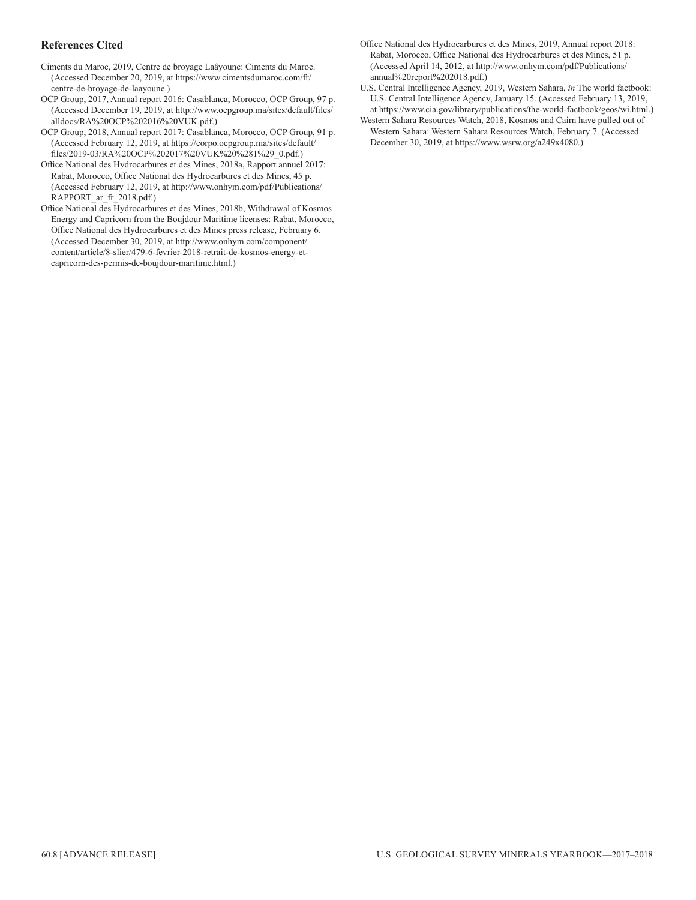## References Cited

Ciments du Maroc, 2019, Centre de broyage Laâyoune: Ciments du Maroc. (Accessed December 20, 2019, at https://www.cimentsdumaroc.com/fr/centre-de-broyage-de-laayoune.)

OCP Group, 2017, Annual report 2016: Casablanca, Morocco, OCP Group, 97 p. (Accessed December 19, 2019, at http://www.ocpgroup.ma/sites/default/files/alldocs/RA%20OCP%202016%20VUK.pdf.)

OCP Group, 2018, Annual report 2017: Casablanca, Morocco, OCP Group, 91 p. (Accessed February 12, 2019, at https://corpo.ocpgroup.ma/sites/default/files/2019-03/RA%20OCP%202017%20VUK%20%281%29_0.pdf.)

Office National des Hydrocarbures et des Mines, 2018a, Rapport annuel 2017: Rabat, Morocco, Office National des Hydrocarbures et des Mines, 45 p. (Accessed February 12, 2019, at http://www.onhym.com/pdf/Publications/RAPPORT_ar_fr_2018.pdf.)

Office National des Hydrocarbures et des Mines, 2018b, Withdrawal of Kosmos Energy and Capricorn from the Boujdour Maritime licenses: Rabat, Morocco, Office National des Hydrocarbures et des Mines press release, February 6. (Accessed December 30, 2019, at http://www.onhym.com/component/content/article/8-slier/479-6-fevrier-2018-retrait-de-kosmos-energy-et-capricorn-des-permis-de-boujdour-maritime.html.)

Office National des Hydrocarbures et des Mines, 2019, Annual report 2018: Rabat, Morocco, Office National des Hydrocarbures et des Mines, 51 p. (Accessed April 14, 2012, at http://www.onhym.com/pdf/Publications/annual%20report%202018.pdf.)

U.S. Central Intelligence Agency, 2019, Western Sahara, *in* The world factbook: U.S. Central Intelligence Agency, January 15. (Accessed February 13, 2019, at https://www.cia.gov/library/publications/the-world-factbook/geos/wi.html.)

Western Sahara Resources Watch, 2018, Kosmos and Cairn have pulled out of Western Sahara: Western Sahara Resources Watch, February 7. (Accessed December 30, 2019, at https://www.wsrw.org/a249x4080.)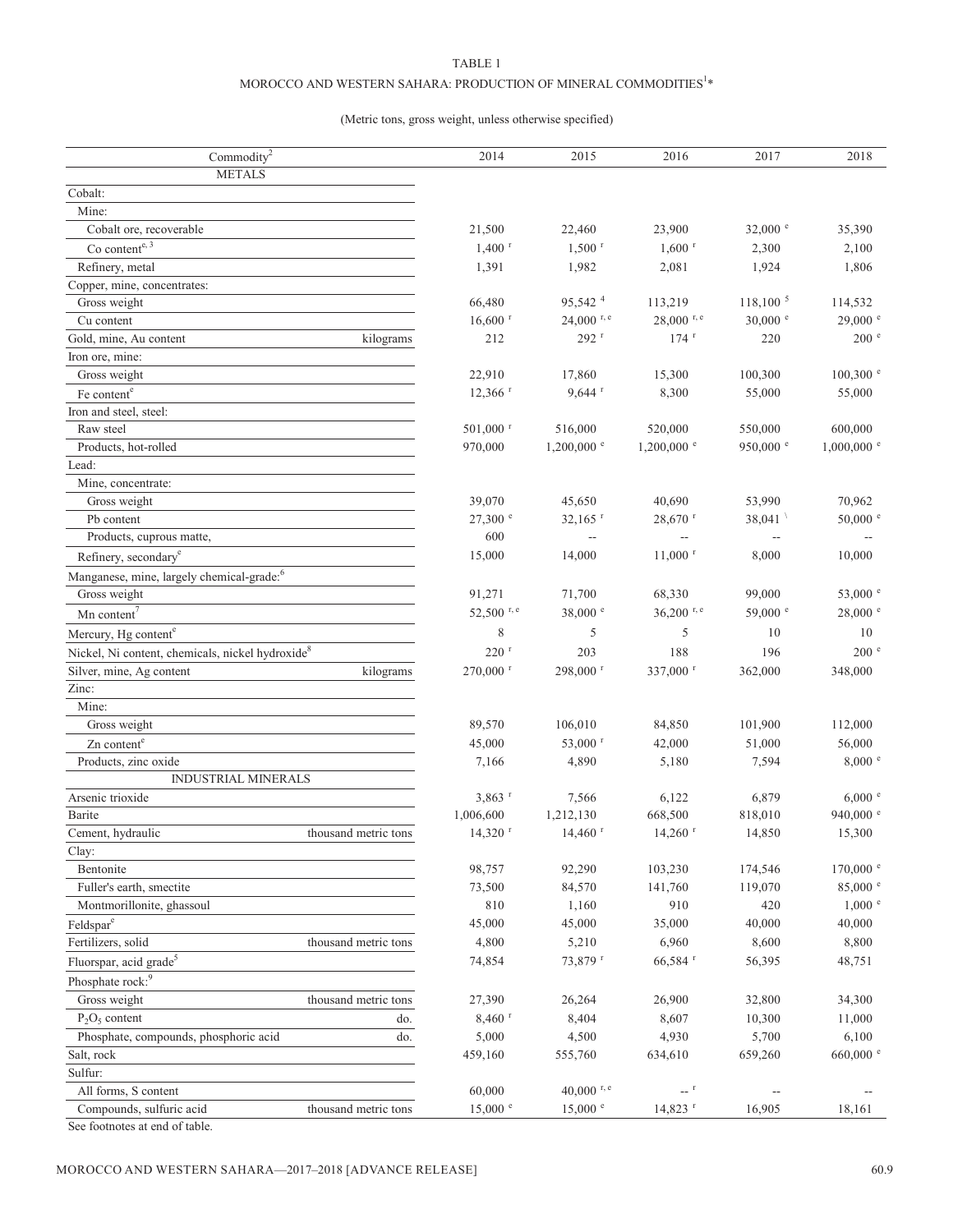TABLE 1

MOROCCO AND WESTERN SAHARA: PRODUCTION OF MINERAL COMMODITIES[1]*

(Metric tons, gross weight, unless otherwise specified)

| Commodity[2] | | 2014 | 2015 | 2016 | 2017 | 2018 |
|---|---|---|---|---|---|---|
| METALS | | | | | | |
| Cobalt: | | | | | | |
| Mine: | | | | | | |
| Cobalt ore, recoverable | | 21,500 | 22,460 | 23,900 | 32,000 e | 35,390 |
| Co content[e, 3] | | 1,400 r | 1,500 r | 1,600 r | 2,300 | 2,100 |
| Refinery, metal | | 1,391 | 1,982 | 2,081 | 1,924 | 1,806 |
| Copper, mine, concentrates: | | | | | | |
| Gross weight | | 66,480 | 95,542 [4] | 113,219 | 118,100 [5] | 114,532 |
| Cu content | | 16,600 r | 24,000 r, e | 28,000 r, e | 30,000 e | 29,000 e |
| Gold, mine, Au content | kilograms | 212 | 292 r | 174 r | 220 | 200 e |
| Iron ore, mine: | | | | | | |
| Gross weight | | 22,910 | 17,860 | 15,300 | 100,300 | 100,300 e |
| Fe content[e] | | 12,366 r | 9,644 r | 8,300 | 55,000 | 55,000 |
| Iron and steel, steel: | | | | | | |
| Raw steel | | 501,000 r | 516,000 | 520,000 | 550,000 | 600,000 |
| Products, hot-rolled | | 970,000 | 1,200,000 e | 1,200,000 e | 950,000 e | 1,000,000 e |
| Lead: | | | | | | |
| Mine, concentrate: | | | | | | |
| Gross weight | | 39,070 | 45,650 | 40,690 | 53,990 | 70,962 |
| Pb content | | 27,300 e | 32,165 r | 28,670 r | 38,041 \ | 50,000 e |
| Products, cuprous matte, | | 600 | -- | -- | -- | -- |
| Refinery, secondary[e] | | 15,000 | 14,000 | 11,000 r | 8,000 | 10,000 |
| Manganese, mine, largely chemical-grade:[6] | | | | | | |
| Gross weight | | 91,271 | 71,700 | 68,330 | 99,000 | 53,000 e |
| Mn content[7] | | 52,500 r, e | 38,000 e | 36,200 r, e | 59,000 e | 28,000 e |
| Mercury, Hg content[e] | | 8 | 5 | 5 | 10 | 10 |
| Nickel, Ni content, chemicals, nickel hydroxide[8] | | 220 r | 203 | 188 | 196 | 200 e |
| Silver, mine, Ag content | kilograms | 270,000 r | 298,000 r | 337,000 r | 362,000 | 348,000 |
| Zinc: | | | | | | |
| Mine: | | | | | | |
| Gross weight | | 89,570 | 106,010 | 84,850 | 101,900 | 112,000 |
| Zn content[e] | | 45,000 | 53,000 r | 42,000 | 51,000 | 56,000 |
| Products, zinc oxide | | 7,166 | 4,890 | 5,180 | 7,594 | 8,000 e |
| INDUSTRIAL MINERALS | | | | | | |
| Arsenic trioxide | | 3,863 r | 7,566 | 6,122 | 6,879 | 6,000 e |
| Barite | | 1,006,600 | 1,212,130 | 668,500 | 818,010 | 940,000 e |
| Cement, hydraulic | thousand metric tons | 14,320 r | 14,460 r | 14,260 r | 14,850 | 15,300 |
| Clay: | | | | | | |
| Bentonite | | 98,757 | 92,290 | 103,230 | 174,546 | 170,000 e |
| Fuller's earth, smectite | | 73,500 | 84,570 | 141,760 | 119,070 | 85,000 e |
| Montmorillonite, ghassoul | | 810 | 1,160 | 910 | 420 | 1,000 e |
| Feldspar[e] | | 45,000 | 45,000 | 35,000 | 40,000 | 40,000 |
| Fertilizers, solid | thousand metric tons | 4,800 | 5,210 | 6,960 | 8,600 | 8,800 |
| Fluorspar, acid grade[5] | | 74,854 | 73,879 r | 66,584 r | 56,395 | 48,751 |
| Phosphate rock:[9] | | | | | | |
| Gross weight | thousand metric tons | 27,390 | 26,264 | 26,900 | 32,800 | 34,300 |
| $P_2O_5$ content | do. | 8,460 r | 8,404 | 8,607 | 10,300 | 11,000 |
| Phosphate, compounds, phosphoric acid | do. | 5,000 | 4,500 | 4,930 | 5,700 | 6,100 |
| Salt, rock | | 459,160 | 555,760 | 634,610 | 659,260 | 660,000 e |
| Sulfur: | | | | | | |
| All forms, S content | | 60,000 | 40,000 r, e | -- r | -- | -- |
| Compounds, sulfuric acid | thousand metric tons | 15,000 e | 15,000 e | 14,823 r | 16,905 | 18,161 |

See footnotes at end of table.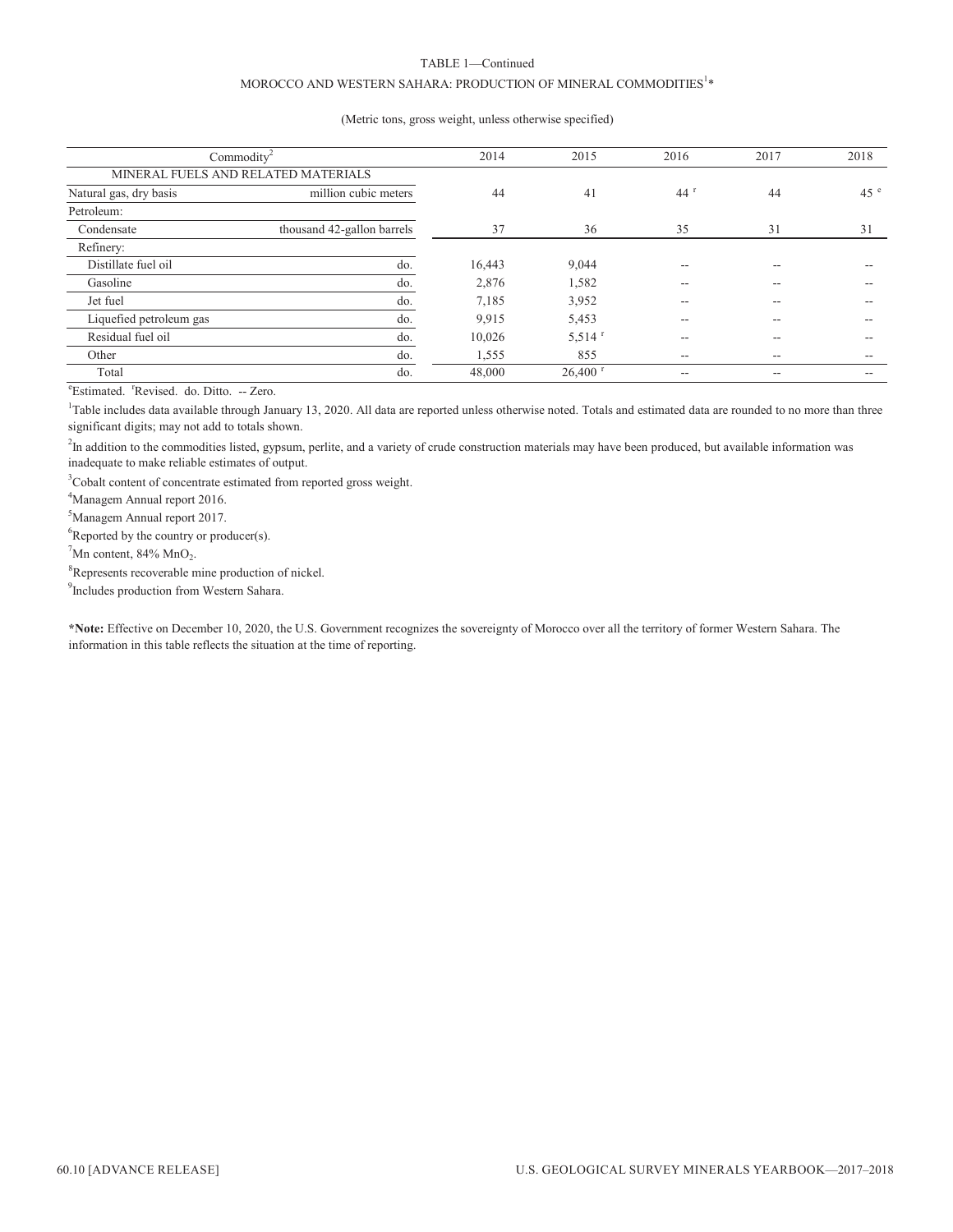TABLE 1—Continued

MOROCCO AND WESTERN SAHARA: PRODUCTION OF MINERAL COMMODITIES[1]*

(Metric tons, gross weight, unless otherwise specified)

| Commodity[2] | | 2014 | 2015 | 2016 | 2017 | 2018 |
|---|---|---|---|---|---|---|
| MINERAL FUELS AND RELATED MATERIALS | | | | | | |
| Natural gas, dry basis | million cubic meters | 44 | 41 | 44 r | 44 | 45 e |
| Petroleum: | | | | | | |
| Condensate | thousand 42-gallon barrels | 37 | 36 | 35 | 31 | 31 |
| Refinery: | | | | | | |
| Distillate fuel oil | do. | 16,443 | 9,044 | -- | -- | -- |
| Gasoline | do. | 2,876 | 1,582 | -- | -- | -- |
| Jet fuel | do. | 7,185 | 3,952 | -- | -- | -- |
| Liquefied petroleum gas | do. | 9,915 | 5,453 | -- | -- | -- |
| Residual fuel oil | do. | 10,026 | 5,514 r | -- | -- | -- |
| Other | do. | 1,555 | 855 | -- | -- | -- |
| Total | do. | 48,000 | 26,400 r | -- | -- | -- |

eEstimated. rRevised. do. Ditto. -- Zero.

[1]Table includes data available through January 13, 2020. All data are reported unless otherwise noted. Totals and estimated data are rounded to no more than three significant digits; may not add to totals shown.

[2]In addition to the commodities listed, gypsum, perlite, and a variety of crude construction materials may have been produced, but available information was inadequate to make reliable estimates of output.

[3]Cobalt content of concentrate estimated from reported gross weight.

[4]Managem Annual report 2016.

[5]Managem Annual report 2017.

[6]Reported by the country or producer(s).

[7]Mn content, 84% $MnO_2$.

[8]Represents recoverable mine production of nickel.

[9]Includes production from Western Sahara.

***Note:** Effective on December 10, 2020, the U.S. Government recognizes the sovereignty of Morocco over all the territory of former Western Sahara. The information in this table reflects the situation at the time of reporting.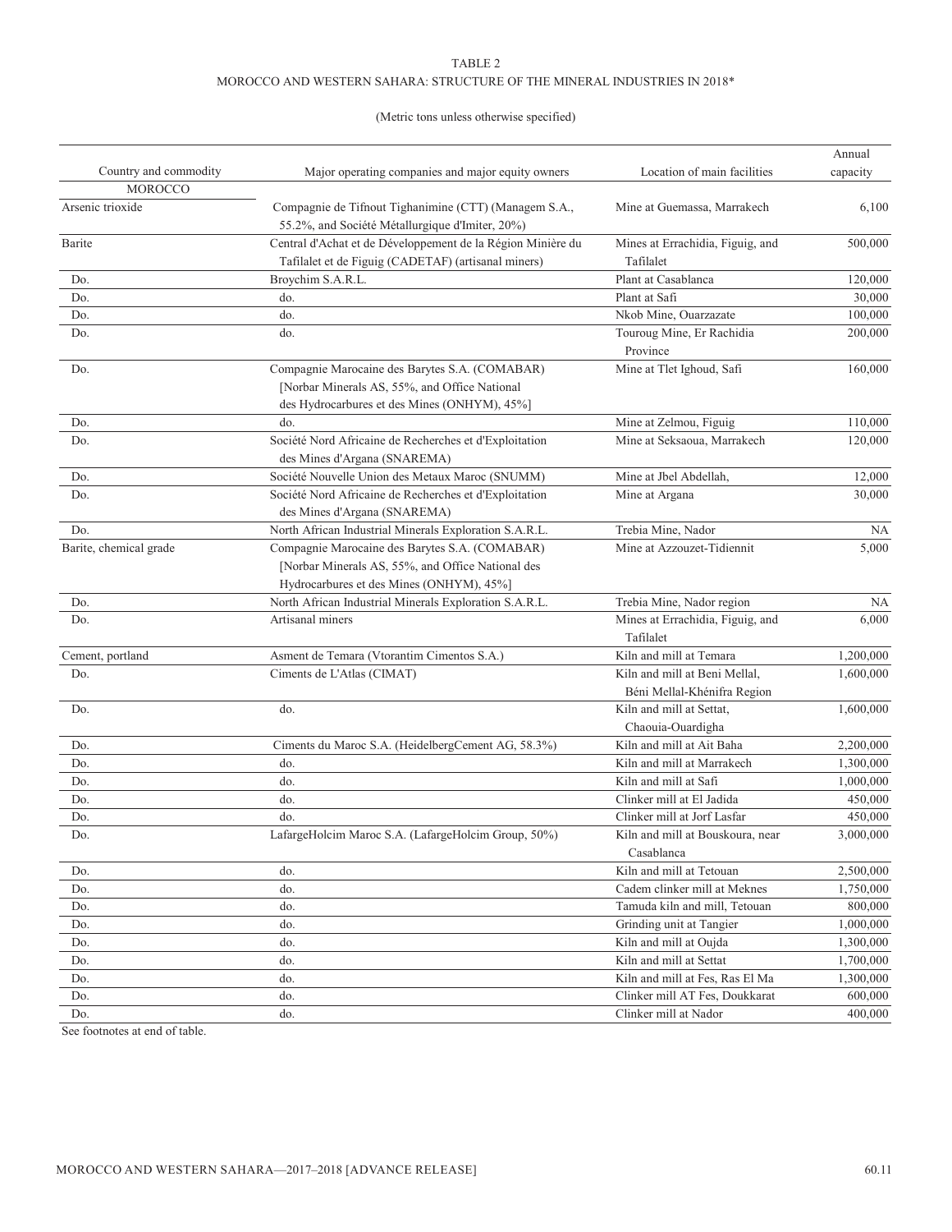TABLE 2

MOROCCO AND WESTERN SAHARA: STRUCTURE OF THE MINERAL INDUSTRIES IN 2018*

(Metric tons unless otherwise specified)

| Country and commodity | Major operating companies and major equity owners | Location of main facilities | Annual capacity |
|---|---|---|---|
| MOROCCO | | | |
| Arsenic trioxide | Compagnie de Tifnout Tighanimine (CTT) (Managem S.A., 55.2%, and Société Métallurgique d'Imiter, 20%) | Mine at Guemassa, Marrakech | 6,100 |
| Barite | Central d'Achat et de Développement de la Région Minière du Tafilalet et de Figuig (CADETAF) (artisanal miners) | Mines at Errachidia, Figuig, and Tafilalet | 500,000 |
| Do. | Broychim S.A.R.L. | Plant at Casablanca | 120,000 |
| Do. | do. | Plant at Safi | 30,000 |
| Do. | do. | Nkob Mine, Ouarzazate | 100,000 |
| Do. | do. | Touroug Mine, Er Rachidia Province | 200,000 |
| Do. | Compagnie Marocaine des Barytes S.A. (COMABAR) [Norbar Minerals AS, 55%, and Office National des Hydrocarbures et des Mines (ONHYM), 45%] | Mine at Tlet Ighoud, Safi | 160,000 |
| Do. | do. | Mine at Zelmou, Figuig | 110,000 |
| Do. | Société Nord Africaine de Recherches et d'Exploitation des Mines d'Argana (SNAREMA) | Mine at Seksaoua, Marrakech | 120,000 |
| Do. | Société Nouvelle Union des Metaux Maroc (SNUMM) | Mine at Jbel Abdellah, | 12,000 |
| Do. | Société Nord Africaine de Recherches et d'Exploitation des Mines d'Argana (SNAREMA) | Mine at Argana | 30,000 |
| Do. | North African Industrial Minerals Exploration S.A.R.L. | Trebia Mine, Nador | NA |
| Barite, chemical grade | Compagnie Marocaine des Barytes S.A. (COMABAR) [Norbar Minerals AS, 55%, and Office National des Hydrocarbures et des Mines (ONHYM), 45%] | Mine at Azzouzet-Tidiennit | 5,000 |
| Do. | North African Industrial Minerals Exploration S.A.R.L. | Trebia Mine, Nador region | NA |
| Do. | Artisanal miners | Mines at Errachidia, Figuig, and Tafilalet | 6,000 |
| Cement, portland | Asment de Temara (Vtorantim Cimentos S.A.) | Kiln and mill at Temara | 1,200,000 |
| Do. | Ciments de L'Atlas (CIMAT) | Kiln and mill at Beni Mellal, Béni Mellal-Khénifra Region | 1,600,000 |
| Do. | do. | Kiln and mill at Settat, Chaouia-Ouardigha | 1,600,000 |
| Do. | Ciments du Maroc S.A. (HeidelbergCement AG, 58.3%) | Kiln and mill at Ait Baha | 2,200,000 |
| Do. | do. | Kiln and mill at Marrakech | 1,300,000 |
| Do. | do. | Kiln and mill at Safi | 1,000,000 |
| Do. | do. | Clinker mill at El Jadida | 450,000 |
| Do. | do. | Clinker mill at Jorf Lasfar | 450,000 |
| Do. | LafargeHolcim Maroc S.A. (LafargeHolcim Group, 50%) | Kiln and mill at Bouskoura, near Casablanca | 3,000,000 |
| Do. | do. | Kiln and mill at Tetouan | 2,500,000 |
| Do. | do. | Cadem clinker mill at Meknes | 1,750,000 |
| Do. | do. | Tamuda kiln and mill, Tetouan | 800,000 |
| Do. | do. | Grinding unit at Tangier | 1,000,000 |
| Do. | do. | Kiln and mill at Oujda | 1,300,000 |
| Do. | do. | Kiln and mill at Settat | 1,700,000 |
| Do. | do. | Kiln and mill at Fes, Ras El Ma | 1,300,000 |
| Do. | do. | Clinker mill AT Fes, Doukkarat | 600,000 |
| Do. | do. | Clinker mill at Nador | 400,000 |

See footnotes at end of table.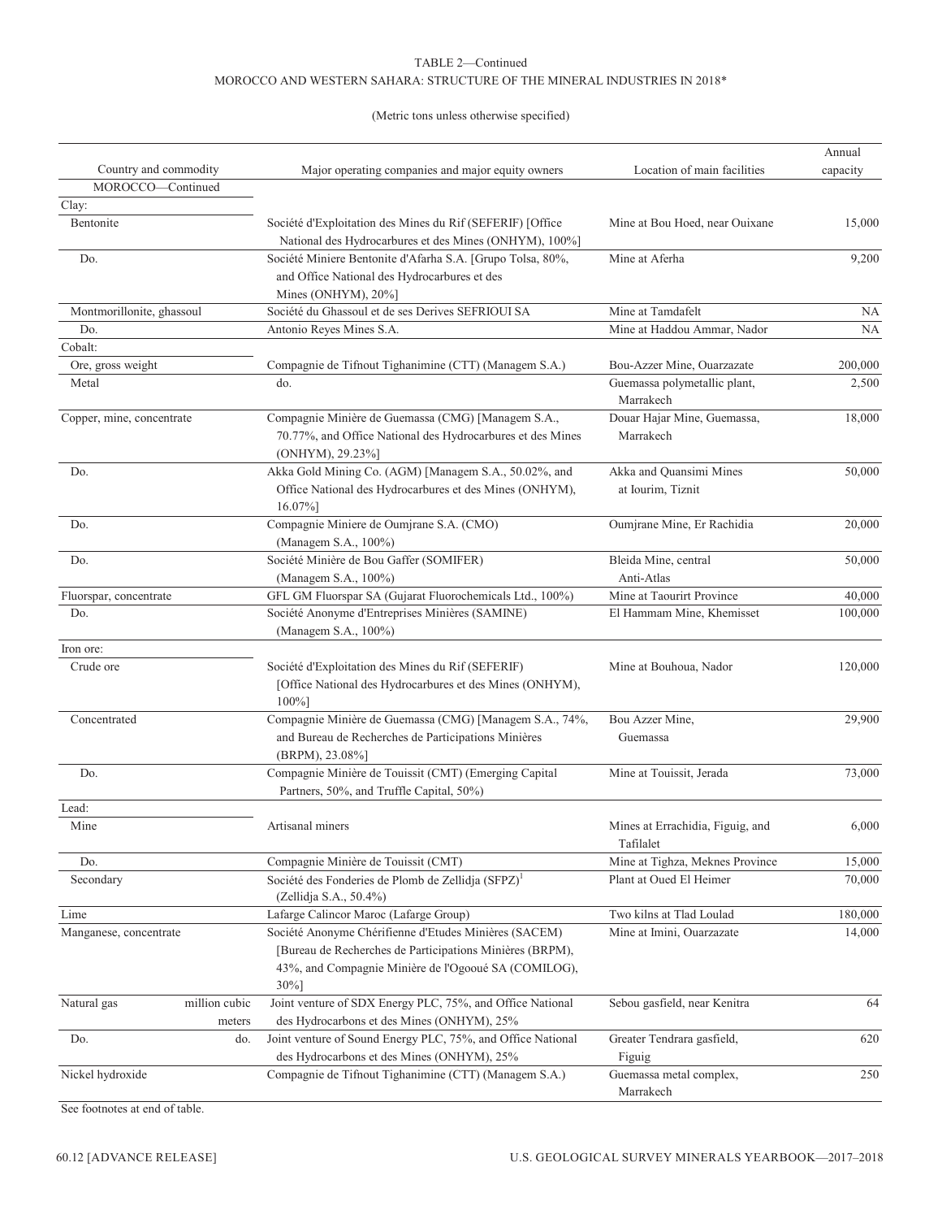TABLE 2—Continued

MOROCCO AND WESTERN SAHARA: STRUCTURE OF THE MINERAL INDUSTRIES IN 2018*

(Metric tons unless otherwise specified)

| Country and commodity | Major operating companies and major equity owners | Location of main facilities | Annual capacity |
|---|---|---|---|
| MOROCCO—Continued | | | |
| Clay: | | | |
| Bentonite | Société d'Exploitation des Mines du Rif (SEFERIF) [Office National des Hydrocarbures et des Mines (ONHYM), 100%] | Mine at Bou Hoed, near Ouixane | 15,000 |
| Do. | Société Miniere Bentonite d'Afarha S.A. [Grupo Tolsa, 80%, and Office National des Hydrocarbures et des Mines (ONHYM), 20%] | Mine at Aferha | 9,200 |
| Montmorillonite, ghassoul | Société du Ghassoul et de ses Derives SEFRIOUI SA | Mine at Tamdafelt | NA |
| Do. | Antonio Reyes Mines S.A. | Mine at Haddou Ammar, Nador | NA |
| Cobalt: | | | |
| Ore, gross weight | Compagnie de Tifnout Tighanimine (CTT) (Managem S.A.) | Bou-Azzer Mine, Ouarzazate | 200,000 |
| Metal | do. | Guemassa polymetallic plant, Marrakech | 2,500 |
| Copper, mine, concentrate | Compagnie Minière de Guemassa (CMG) [Managem S.A., 70.77%, and Office National des Hydrocarbures et des Mines (ONHYM), 29.23%] | Douar Hajar Mine, Guemassa, Marrakech | 18,000 |
| Do. | Akka Gold Mining Co. (AGM) [Managem S.A., 50.02%, and Office National des Hydrocarbures et des Mines (ONHYM), 16.07%] | Akka and Quansimi Mines at Iourim, Tiznit | 50,000 |
| Do. | Compagnie Miniere de Oumjrane S.A. (CMO) (Managem S.A., 100%) | Oumjrane Mine, Er Rachidia | 20,000 |
| Do. | Société Minière de Bou Gaffer (SOMIFER) (Managem S.A., 100%) | Bleida Mine, central Anti-Atlas | 50,000 |
| Fluorspar, concentrate | GFL GM Fluorspar SA (Gujarat Fluorochemicals Ltd., 100%) | Mine at Taourirt Province | 40,000 |
| Do. | Société Anonyme d'Entreprises Minières (SAMINE) (Managem S.A., 100%) | El Hammam Mine, Khemisset | 100,000 |
| Iron ore: | | | |
| Crude ore | Société d'Exploitation des Mines du Rif (SEFERIF) [Office National des Hydrocarbures et des Mines (ONHYM), 100%] | Mine at Bouhoua, Nador | 120,000 |
| Concentrated | Compagnie Minière de Guemassa (CMG) [Managem S.A., 74%, and Bureau de Recherches de Participations Minières (BRPM), 23.08%] | Bou Azzer Mine, Guemassa | 29,900 |
| Do. | Compagnie Minière de Touissit (CMT) (Emerging Capital Partners, 50%, and Truffle Capital, 50%) | Mine at Touissit, Jerada | 73,000 |
| Lead: | | | |
| Mine | Artisanal miners | Mines at Errachidia, Figuig, and Tafilalet | 6,000 |
| Do. | Compagnie Minière de Touissit (CMT) | Mine at Tighza, Meknes Province | 15,000 |
| Secondary | Société des Fonderies de Plomb de Zellidja (SFPZ)[1] (Zellidja S.A., 50.4%) | Plant at Oued El Heimer | 70,000 |
| Lime | Lafarge Calincor Maroc (Lafarge Group) | Two kilns at Tlad Loulad | 180,000 |
| Manganese, concentrate | Société Anonyme Chérifienne d'Etudes Minières (SACEM) [Bureau de Recherches de Participations Minières (BRPM), 43%, and Compagnie Minière de l'Ogooué SA (COMILOG), 30%] | Mine at Imini, Ouarzazate | 14,000 |
| Natural gas, million cubic meters | Joint venture of SDX Energy PLC, 75%, and Office National des Hydrocarbons et des Mines (ONHYM), 25% | Sebou gasfield, near Kenitra | 64 |
| Do. do. | Joint venture of Sound Energy PLC, 75%, and Office National des Hydrocarbons et des Mines (ONHYM), 25% | Greater Tendrara gasfield, Figuig | 620 |
| Nickel hydroxide | Compagnie de Tifnout Tighanimine (CTT) (Managem S.A.) | Guemassa metal complex, Marrakech | 250 |

See footnotes at end of table.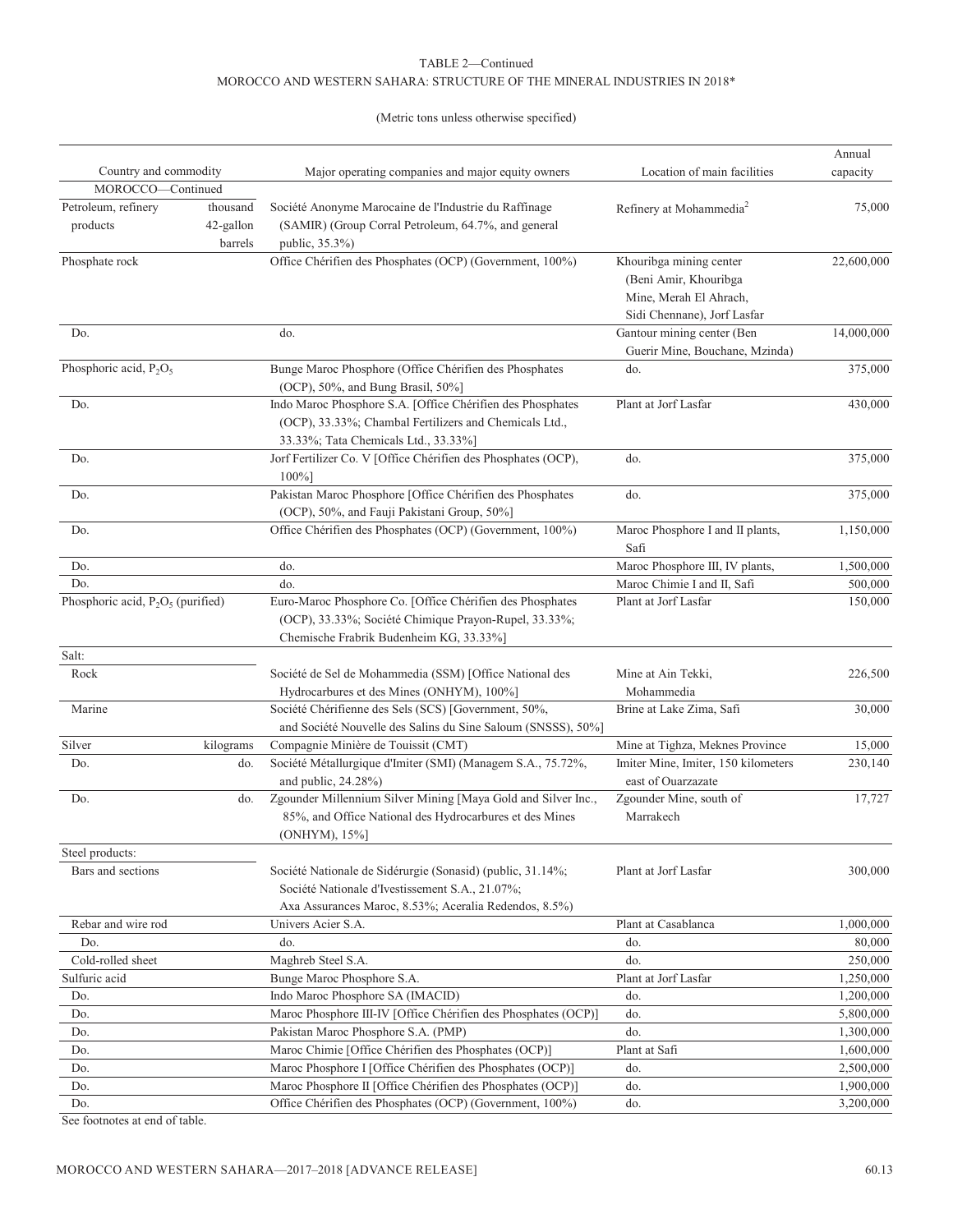TABLE 2—Continued

MOROCCO AND WESTERN SAHARA: STRUCTURE OF THE MINERAL INDUSTRIES IN 2018*

(Metric tons unless otherwise specified)

| Country and commodity | | Major operating companies and major equity owners | Location of main facilities | Annual capacity |
|---|---|---|---|---|
| MOROCCO—Continued | | | | |
| Petroleum, refinery products | thousand 42-gallon barrels | Société Anonyme Marocaine de l'Industrie du Raffinage (SAMIR) (Group Corral Petroleum, 64.7%, and general public, 35.3%) | Refinery at Mohammedia[2] | 75,000 |
| Phosphate rock | | Office Chérifien des Phosphates (OCP) (Government, 100%) | Khouribga mining center (Beni Amir, Khouribga Mine, Merah El Ahrach, Sidi Chennane), Jorf Lasfar | 22,600,000 |
| Do. | | do. | Gantour mining center (Ben Guerir Mine, Bouchane, Mzinda) | 14,000,000 |
| Phosphoric acid, $P_2O_5$ | | Bunge Maroc Phosphore (Office Chérifien des Phosphates (OCP), 50%, and Bung Brasil, 50%] | do. | 375,000 |
| Do. | | Indo Maroc Phosphore S.A. [Office Chérifien des Phosphates (OCP), 33.33%; Chambal Fertilizers and Chemicals Ltd., 33.33%; Tata Chemicals Ltd., 33.33%] | Plant at Jorf Lasfar | 430,000 |
| Do. | | Jorf Fertilizer Co. V [Office Chérifien des Phosphates (OCP), 100%] | do. | 375,000 |
| Do. | | Pakistan Maroc Phosphore [Office Chérifien des Phosphates (OCP), 50%, and Fauji Pakistani Group, 50%] | do. | 375,000 |
| Do. | | Office Chérifien des Phosphates (OCP) (Government, 100%) | Maroc Phosphore I and II plants, Safi | 1,150,000 |
| Do. | | do. | Maroc Phosphore III, IV plants, | 1,500,000 |
| Do. | | do. | Maroc Chimie I and II, Safi | 500,000 |
| Phosphoric acid, $P_2O_5$ (purified) | | Euro-Maroc Phosphore Co. [Office Chérifien des Phosphates (OCP), 33.33%; Société Chimique Prayon-Rupel, 33.33%; Chemische Frabrik Budenheim KG, 33.33%] | Plant at Jorf Lasfar | 150,000 |
| Salt: | | | | |
| Rock | | Société de Sel de Mohammedia (SSM) [Office National des Hydrocarbures et des Mines (ONHYM), 100%] | Mine at Ain Tekki, Mohammedia | 226,500 |
| Marine | | Société Chérifienne des Sels (SCS) [Government, 50%, and Société Nouvelle des Salins du Sine Saloum (SNSSS), 50%] | Brine at Lake Zima, Safi | 30,000 |
| Silver | kilograms | Compagnie Minière de Touissit (CMT) | Mine at Tighza, Meknes Province | 15,000 |
| Do. | do. | Société Métallurgique d'Imiter (SMI) (Managem S.A., 75.72%, and public, 24.28%) | Imiter Mine, Imiter, 150 kilometers east of Ouarzazate | 230,140 |
| Do. | do. | Zgounder Millennium Silver Mining [Maya Gold and Silver Inc., 85%, and Office National des Hydrocarbures et des Mines (ONHYM), 15%] | Zgounder Mine, south of Marrakech | 17,727 |
| Steel products: | | | | |
| Bars and sections | | Société Nationale de Sidérurgie (Sonasid) (public, 31.14%; Société Nationale d'Ivestissement S.A., 21.07%; Axa Assurances Maroc, 8.53%; Aceralia Redendos, 8.5%) | Plant at Jorf Lasfar | 300,000 |
| Rebar and wire rod | | Univers Acier S.A. | Plant at Casablanca | 1,000,000 |
| Do. | | do. | do. | 80,000 |
| Cold-rolled sheet | | Maghreb Steel S.A. | do. | 250,000 |
| Sulfuric acid | | Bunge Maroc Phosphore S.A. | Plant at Jorf Lasfar | 1,250,000 |
| Do. | | Indo Maroc Phosphore SA (IMACID) | do. | 1,200,000 |
| Do. | | Maroc Phosphore III-IV [Office Chérifien des Phosphates (OCP)] | do. | 5,800,000 |
| Do. | | Pakistan Maroc Phosphore S.A. (PMP) | do. | 1,300,000 |
| Do. | | Maroc Chimie [Office Chérifien des Phosphates (OCP)] | Plant at Safi | 1,600,000 |
| Do. | | Maroc Phosphore I [Office Chérifien des Phosphates (OCP)] | do. | 2,500,000 |
| Do. | | Maroc Phosphore II [Office Chérifien des Phosphates (OCP)] | do. | 1,900,000 |
| Do. | | Office Chérifien des Phosphates (OCP) (Government, 100%) | do. | 3,200,000 |

See footnotes at end of table.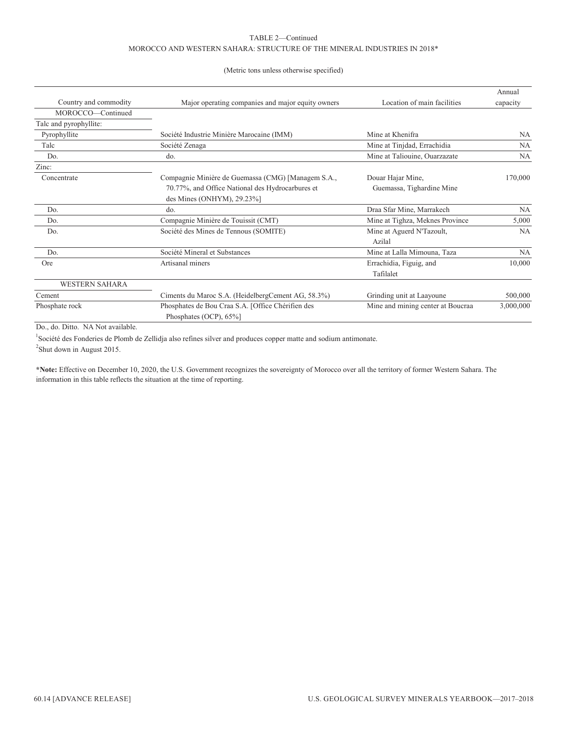TABLE 2—Continued

MOROCCO AND WESTERN SAHARA: STRUCTURE OF THE MINERAL INDUSTRIES IN 2018*

(Metric tons unless otherwise specified)

| Country and commodity | Major operating companies and major equity owners | Location of main facilities | Annual capacity |
|---|---|---|---|
| MOROCCO—Continued | | | |
| Talc and pyrophyllite: | | | |
| Pyrophyllite | Société Industrie Minière Marocaine (IMM) | Mine at Khenifra | NA |
| Talc | Société Zenaga | Mine at Tinjdad, Errachidia | NA |
| Do. | do. | Mine at Taliouine, Ouarzazate | NA |
| Zinc: | | | |
| Concentrate | Compagnie Minière de Guemassa (CMG) [Managem S.A., 70.77%, and Office National des Hydrocarbures et des Mines (ONHYM), 29.23%] | Douar Hajar Mine, Guemassa, Tighardine Mine | 170,000 |
| Do. | do. | Draa Sfar Mine, Marrakech | NA |
| Do. | Compagnie Minière de Touissit (CMT) | Mine at Tighza, Meknes Province | 5,000 |
| Do. | Société des Mines de Tennous (SOMITE) | Mine at Aguerd N'Tazoult, Azilal | NA |
| Do. | Société Mineral et Substances | Mine at Lalla Mimouna, Taza | NA |
| Ore | Artisanal miners | Errachidia, Figuig, and Tafilalet | 10,000 |
| WESTERN SAHARA | | | |
| Cement | Ciments du Maroc S.A. (HeidelbergCement AG, 58.3%) | Grinding unit at Laayoune | 500,000 |
| Phosphate rock | Phosphates de Bou Craa S.A. [Office Chérifien des Phosphates (OCP), 65%] | Mine and mining center at Boucraa | 3,000,000 |

Do., do. Ditto. NA Not available.

[1]Société des Fonderies de Plomb de Zellidja also refines silver and produces copper matte and sodium antimonate.

[2]Shut down in August 2015.

***Note:** Effective on December 10, 2020, the U.S. Government recognizes the sovereignty of Morocco over all the territory of former Western Sahara. The information in this table reflects the situation at the time of reporting.